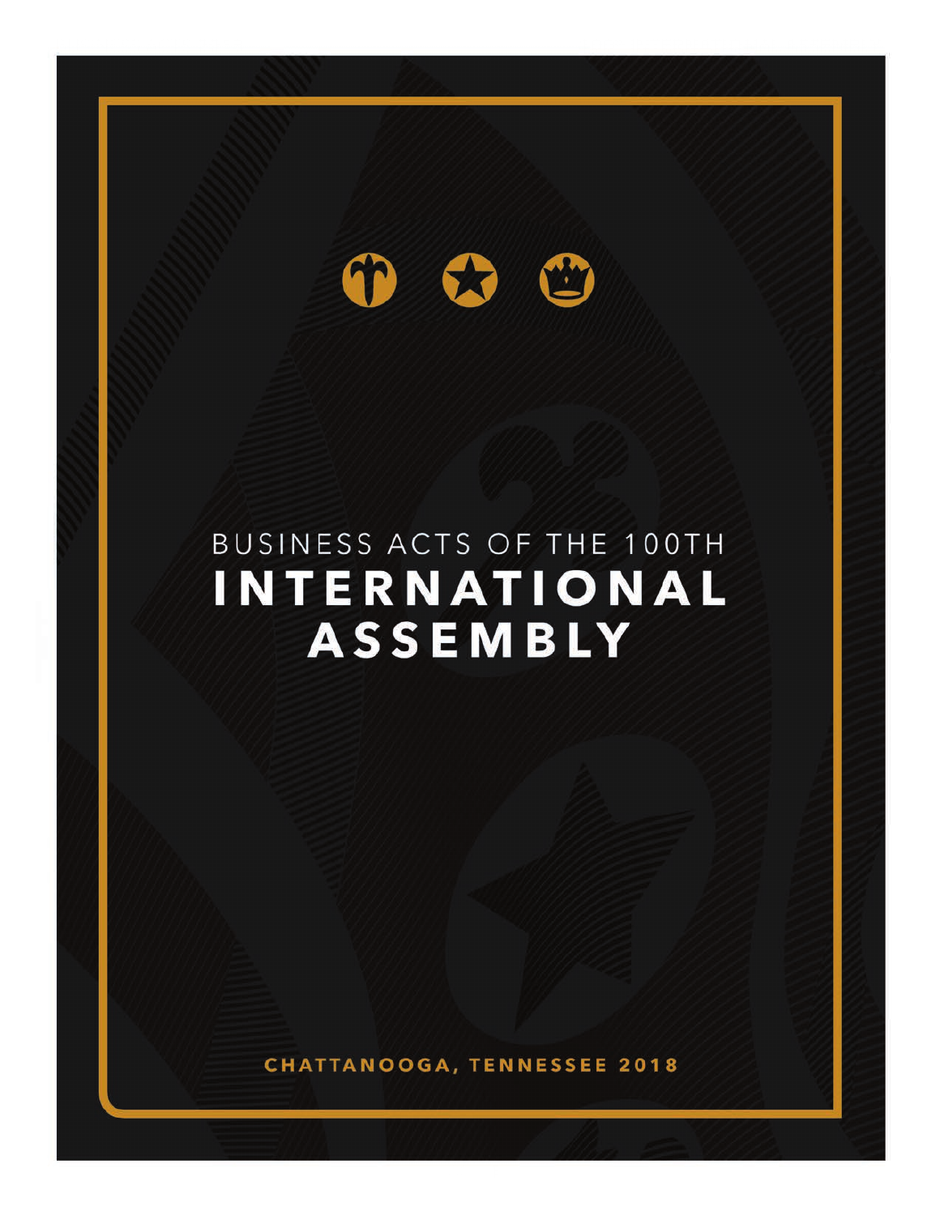# BUSINESS ACTS OF THE 100TH INTERNATIONAL ASSEMBLY

CHATTANOOGA, TENNESSEE 2018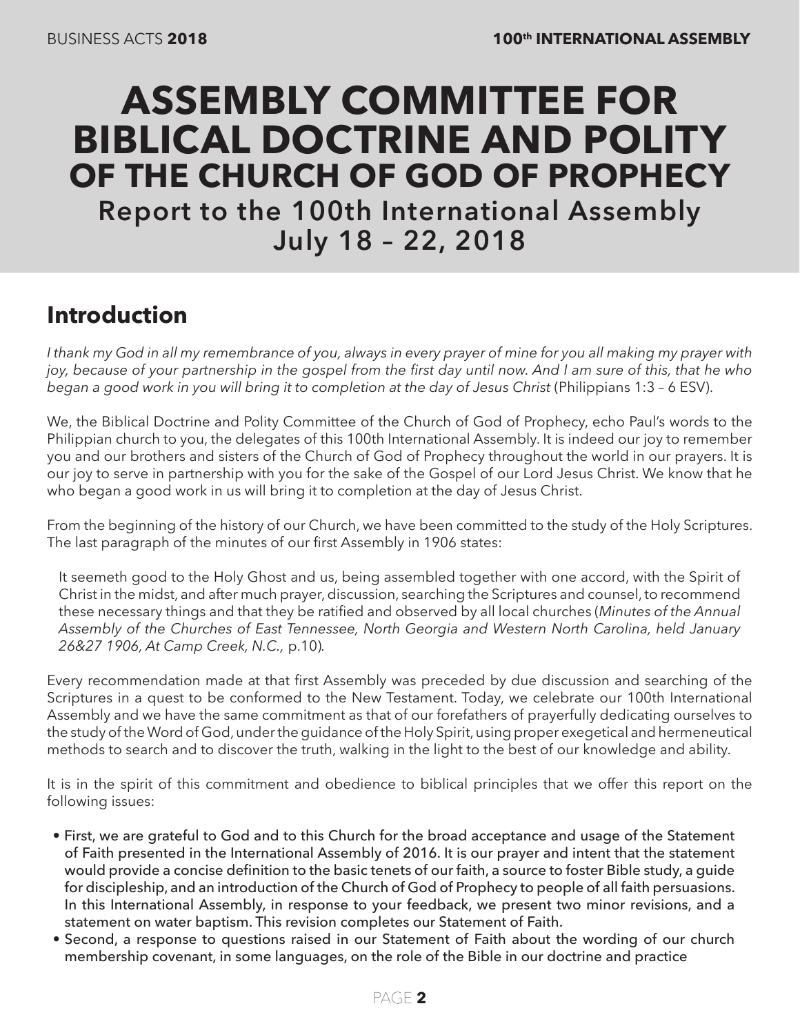# ASSEMBLY COMMITTEE FOR BIBLICAL DOCTRINE AND POLITY OF THE CHURCH OF GOD OF PROPHECY

## Report to the 100th International Assembly July 18 – 22, 2018

## Introduction

*I thank my God in all my remembrance of you, always in every prayer of mine for you all making my prayer with joy, because of your partnership in the gospel from the first day until now. And I am sure of this, that he who began a good work in you will bring it to completion at the day of Jesus Christ* (Philippians 1:3 – 6 ESV).

We, the Biblical Doctrine and Polity Committee of the Church of God of Prophecy, echo Paul's words to the Philippian church to you, the delegates of this 100th International Assembly. It is indeed our joy to remember you and our brothers and sisters of the Church of God of Prophecy throughout the world in our prayers. It is our joy to serve in partnership with you for the sake of the Gospel of our Lord Jesus Christ. We know that he who began a good work in us will bring it to completion at the day of Jesus Christ.

From the beginning of the history of our Church, we have been committed to the study of the Holy Scriptures. The last paragraph of the minutes of our first Assembly in 1906 states:

> It seemeth good to the Holy Ghost and us, being assembled together with one accord, with the Spirit of Christ in the midst, and after much prayer, discussion, searching the Scriptures and counsel, to recommend these necessary things and that they be ratified and observed by all local churches (*Minutes of the Annual Assembly of the Churches of East Tennessee, North Georgia and Western North Carolina, held January 26&27 1906, At Camp Creek, N.C.,* p.10).

Every recommendation made at that first Assembly was preceded by due discussion and searching of the Scriptures in a quest to be conformed to the New Testament. Today, we celebrate our 100th International Assembly and we have the same commitment as that of our forefathers of prayerfully dedicating ourselves to the study of the Word of God, under the guidance of the Holy Spirit, using proper exegetical and hermeneutical methods to search and to discover the truth, walking in the light to the best of our knowledge and ability.

It is in the spirit of this commitment and obedience to biblical principles that we offer this report on the following issues:

- First, we are grateful to God and to this Church for the broad acceptance and usage of the Statement of Faith presented in the International Assembly of 2016. It is our prayer and intent that the statement would provide a concise definition to the basic tenets of our faith, a source to foster Bible study, a guide for discipleship, and an introduction of the Church of God of Prophecy to people of all faith persuasions. In this International Assembly, in response to your feedback, we present two minor revisions, and a statement on water baptism. This revision completes our Statement of Faith.
- Second, a response to questions raised in our Statement of Faith about the wording of our church membership covenant, in some languages, on the role of the Bible in our doctrine and practice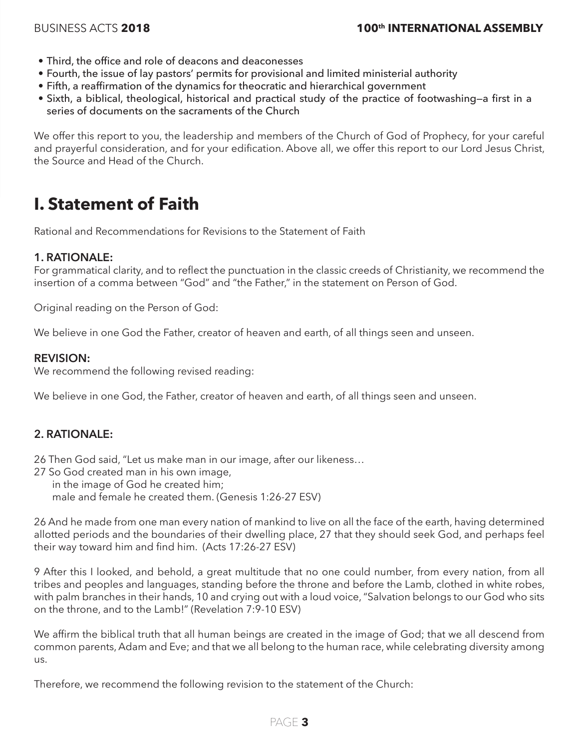- Third, the office and role of deacons and deaconesses
- Fourth, the issue of lay pastors' permits for provisional and limited ministerial authority
- Fifth, a reaffirmation of the dynamics for theocratic and hierarchical government
- Sixth, a biblical, theological, historical and practical study of the practice of footwashing—a first in a series of documents on the sacraments of the Church

We offer this report to you, the leadership and members of the Church of God of Prophecy, for your careful and prayerful consideration, and for your edification. Above all, we offer this report to our Lord Jesus Christ, the Source and Head of the Church.

# I. Statement of Faith

Rational and Recommendations for Revisions to the Statement of Faith

### 1. RATIONALE:

For grammatical clarity, and to reflect the punctuation in the classic creeds of Christianity, we recommend the insertion of a comma between "God" and "the Father," in the statement on Person of God.

Original reading on the Person of God:

We believe in one God the Father, creator of heaven and earth, of all things seen and unseen.

### REVISION:

We recommend the following revised reading:

We believe in one God, the Father, creator of heaven and earth, of all things seen and unseen.

### 2. RATIONALE:

26 Then God said, "Let us make man in our image, after our likeness…
27 So God created man in his own image,
in the image of God he created him;
male and female he created them. (Genesis 1:26-27 ESV)

26 And he made from one man every nation of mankind to live on all the face of the earth, having determined allotted periods and the boundaries of their dwelling place, 27 that they should seek God, and perhaps feel their way toward him and find him. (Acts 17:26-27 ESV)

9 After this I looked, and behold, a great multitude that no one could number, from every nation, from all tribes and peoples and languages, standing before the throne and before the Lamb, clothed in white robes, with palm branches in their hands, 10 and crying out with a loud voice, "Salvation belongs to our God who sits on the throne, and to the Lamb!" (Revelation 7:9-10 ESV)

We affirm the biblical truth that all human beings are created in the image of God; that we all descend from common parents, Adam and Eve; and that we all belong to the human race, while celebrating diversity among us.

Therefore, we recommend the following revision to the statement of the Church: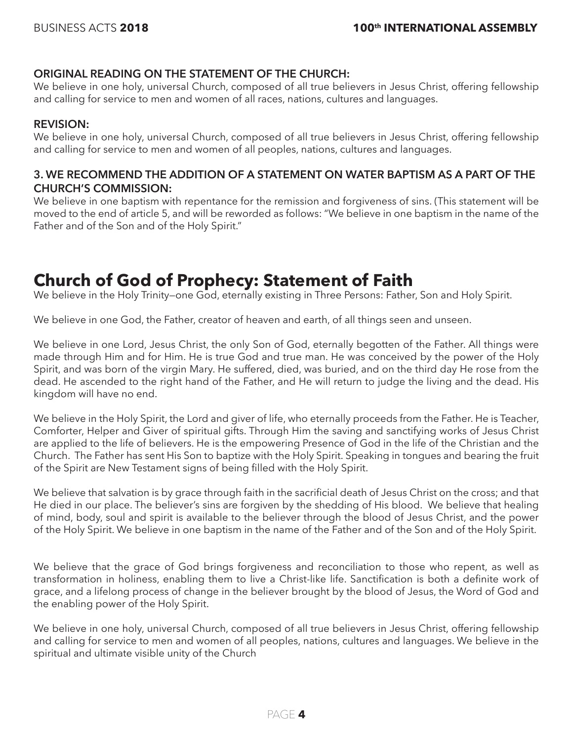**ORIGINAL READING ON THE STATEMENT OF THE CHURCH:**
We believe in one holy, universal Church, composed of all true believers in Jesus Christ, offering fellowship and calling for service to men and women of all races, nations, cultures and languages.

**REVISION:**
We believe in one holy, universal Church, composed of all true believers in Jesus Christ, offering fellowship and calling for service to men and women of all peoples, nations, cultures and languages.

**3. WE RECOMMEND THE ADDITION OF A STATEMENT ON WATER BAPTISM AS A PART OF THE CHURCH'S COMMISSION:**
We believe in one baptism with repentance for the remission and forgiveness of sins. (This statement will be moved to the end of article 5, and will be reworded as follows: "We believe in one baptism in the name of the Father and of the Son and of the Holy Spirit."

# Church of God of Prophecy: Statement of Faith

We believe in the Holy Trinity—one God, eternally existing in Three Persons: Father, Son and Holy Spirit.

We believe in one God, the Father, creator of heaven and earth, of all things seen and unseen.

We believe in one Lord, Jesus Christ, the only Son of God, eternally begotten of the Father. All things were made through Him and for Him. He is true God and true man. He was conceived by the power of the Holy Spirit, and was born of the virgin Mary. He suffered, died, was buried, and on the third day He rose from the dead. He ascended to the right hand of the Father, and He will return to judge the living and the dead. His kingdom will have no end.

We believe in the Holy Spirit, the Lord and giver of life, who eternally proceeds from the Father. He is Teacher, Comforter, Helper and Giver of spiritual gifts. Through Him the saving and sanctifying works of Jesus Christ are applied to the life of believers. He is the empowering Presence of God in the life of the Christian and the Church. The Father has sent His Son to baptize with the Holy Spirit. Speaking in tongues and bearing the fruit of the Spirit are New Testament signs of being filled with the Holy Spirit.

We believe that salvation is by grace through faith in the sacrificial death of Jesus Christ on the cross; and that He died in our place. The believer's sins are forgiven by the shedding of His blood. We believe that healing of mind, body, soul and spirit is available to the believer through the blood of Jesus Christ, and the power of the Holy Spirit. We believe in one baptism in the name of the Father and of the Son and of the Holy Spirit.

We believe that the grace of God brings forgiveness and reconciliation to those who repent, as well as transformation in holiness, enabling them to live a Christ-like life. Sanctification is both a definite work of grace, and a lifelong process of change in the believer brought by the blood of Jesus, the Word of God and the enabling power of the Holy Spirit.

We believe in one holy, universal Church, composed of all true believers in Jesus Christ, offering fellowship and calling for service to men and women of all peoples, nations, cultures and languages. We believe in the spiritual and ultimate visible unity of the Church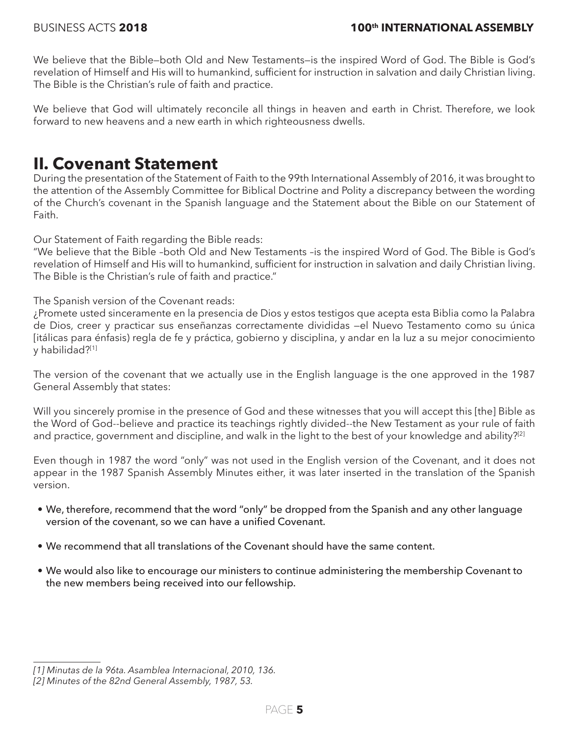We believe that the Bible—both Old and New Testaments—is the inspired Word of God. The Bible is God's revelation of Himself and His will to humankind, sufficient for instruction in salvation and daily Christian living. The Bible is the Christian's rule of faith and practice.

We believe that God will ultimately reconcile all things in heaven and earth in Christ. Therefore, we look forward to new heavens and a new earth in which righteousness dwells.

## II. Covenant Statement

During the presentation of the Statement of Faith to the 99th International Assembly of 2016, it was brought to the attention of the Assembly Committee for Biblical Doctrine and Polity a discrepancy between the wording of the Church's covenant in the Spanish language and the Statement about the Bible on our Statement of Faith.

Our Statement of Faith regarding the Bible reads:
"We believe that the Bible –both Old and New Testaments –is the inspired Word of God. The Bible is God's revelation of Himself and His will to humankind, sufficient for instruction in salvation and daily Christian living. The Bible is the Christian's rule of faith and practice."

The Spanish version of the Covenant reads:
¿Promete usted sinceramente en la presencia de Dios y estos testigos que acepta esta Biblia como la Palabra de Dios, creer y practicar sus enseñanzas correctamente divididas —el Nuevo Testamento como su única [itálicas para énfasis) regla de fe y práctica, gobierno y disciplina, y andar en la luz a su mejor conocimiento y habilidad?[1]

The version of the covenant that we actually use in the English language is the one approved in the 1987 General Assembly that states:

Will you sincerely promise in the presence of God and these witnesses that you will accept this [the] Bible as the Word of God--believe and practice its teachings rightly divided--the New Testament as your rule of faith and practice, government and discipline, and walk in the light to the best of your knowledge and ability?[2]

Even though in 1987 the word "only" was not used in the English version of the Covenant, and it does not appear in the 1987 Spanish Assembly Minutes either, it was later inserted in the translation of the Spanish version.

- We, therefore, recommend that the word "only" be dropped from the Spanish and any other language version of the covenant, so we can have a unified Covenant.
- We recommend that all translations of the Covenant should have the same content.
- We would also like to encourage our ministers to continue administering the membership Covenant to the new members being received into our fellowship.

*[1] Minutas de la 96ta. Asamblea Internacional, 2010, 136.*
*[2] Minutes of the 82nd General Assembly, 1987, 53.*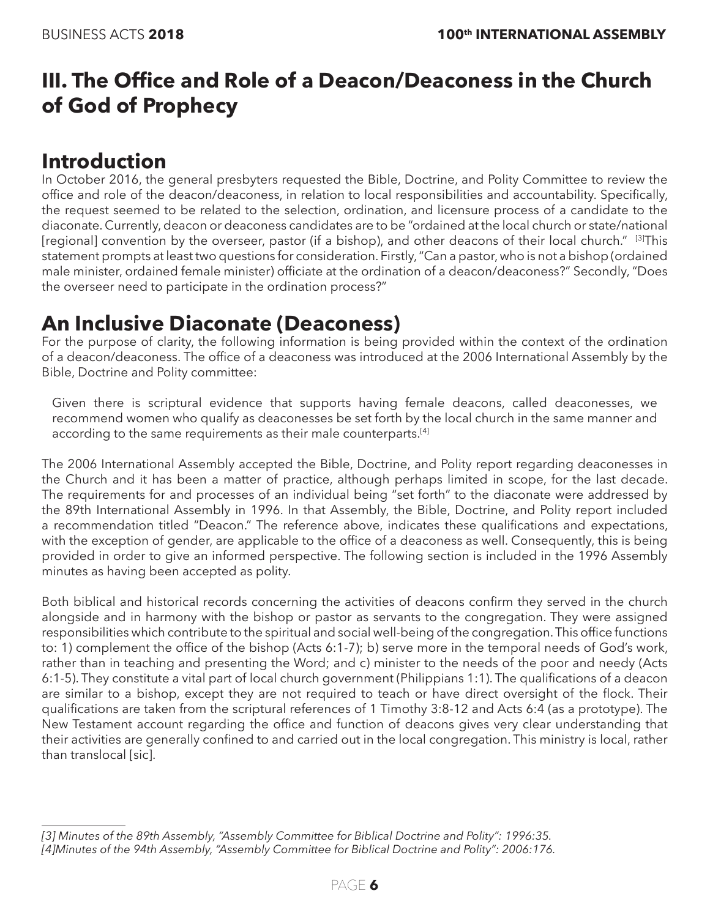# III. The Office and Role of a Deacon/Deaconess in the Church of God of Prophecy

## Introduction

In October 2016, the general presbyters requested the Bible, Doctrine, and Polity Committee to review the office and role of the deacon/deaconess, in relation to local responsibilities and accountability. Specifically, the request seemed to be related to the selection, ordination, and licensure process of a candidate to the diaconate. Currently, deacon or deaconess candidates are to be "ordained at the local church or state/national [regional] convention by the overseer, pastor (if a bishop), and other deacons of their local church." [3]This statement prompts at least two questions for consideration. Firstly, "Can a pastor, who is not a bishop (ordained male minister, ordained female minister) officiate at the ordination of a deacon/deaconess?" Secondly, "Does the overseer need to participate in the ordination process?"

## An Inclusive Diaconate (Deaconess)

For the purpose of clarity, the following information is being provided within the context of the ordination of a deacon/deaconess. The office of a deaconess was introduced at the 2006 International Assembly by the Bible, Doctrine and Polity committee:

> Given there is scriptural evidence that supports having female deacons, called deaconesses, we recommend women who qualify as deaconesses be set forth by the local church in the same manner and according to the same requirements as their male counterparts.[4]

The 2006 International Assembly accepted the Bible, Doctrine, and Polity report regarding deaconesses in the Church and it has been a matter of practice, although perhaps limited in scope, for the last decade. The requirements for and processes of an individual being "set forth" to the diaconate were addressed by the 89th International Assembly in 1996. In that Assembly, the Bible, Doctrine, and Polity report included a recommendation titled "Deacon." The reference above, indicates these qualifications and expectations, with the exception of gender, are applicable to the office of a deaconess as well. Consequently, this is being provided in order to give an informed perspective. The following section is included in the 1996 Assembly minutes as having been accepted as polity.

Both biblical and historical records concerning the activities of deacons confirm they served in the church alongside and in harmony with the bishop or pastor as servants to the congregation. They were assigned responsibilities which contribute to the spiritual and social well-being of the congregation. This office functions to: 1) complement the office of the bishop (Acts 6:1-7); b) serve more in the temporal needs of God's work, rather than in teaching and presenting the Word; and c) minister to the needs of the poor and needy (Acts 6:1-5). They constitute a vital part of local church government (Philippians 1:1). The qualifications of a deacon are similar to a bishop, except they are not required to teach or have direct oversight of the flock. Their qualifications are taken from the scriptural references of 1 Timothy 3:8-12 and Acts 6:4 (as a prototype). The New Testament account regarding the office and function of deacons gives very clear understanding that their activities are generally confined to and carried out in the local congregation. This ministry is local, rather than translocal [sic].

---

*[3] Minutes of the 89th Assembly, "Assembly Committee for Biblical Doctrine and Polity": 1996:35.*

*[4]Minutes of the 94th Assembly, "Assembly Committee for Biblical Doctrine and Polity": 2006:176.*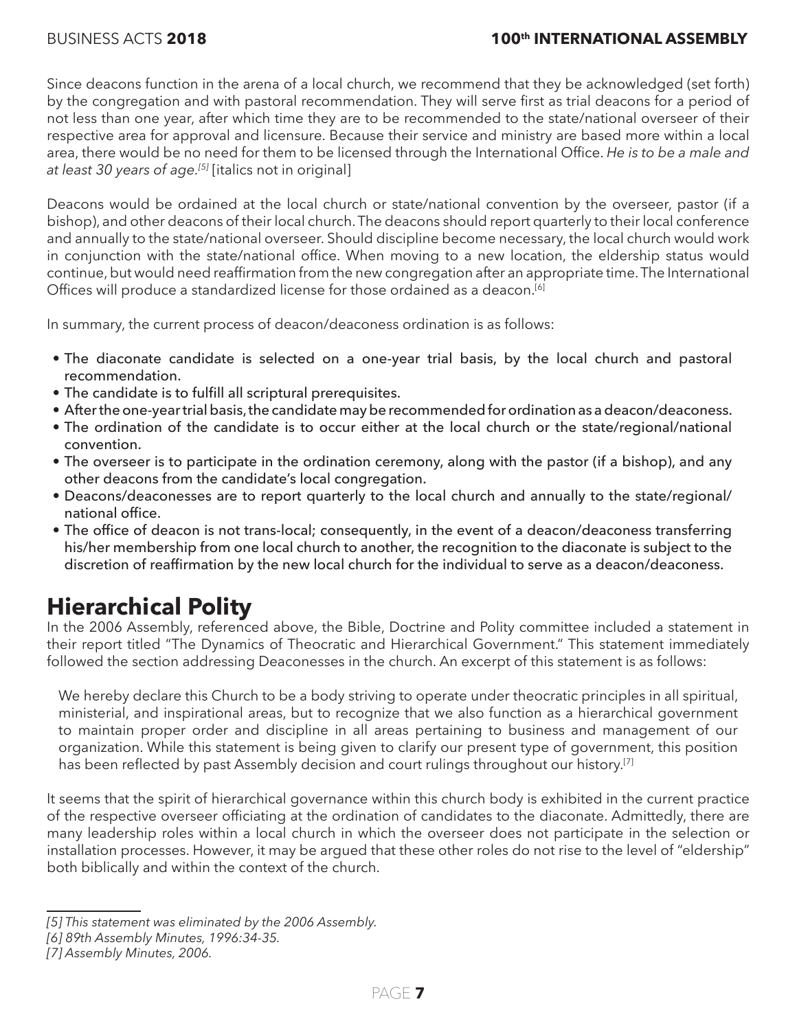Since deacons function in the arena of a local church, we recommend that they be acknowledged (set forth) by the congregation and with pastoral recommendation. They will serve first as trial deacons for a period of not less than one year, after which time they are to be recommended to the state/national overseer of their respective area for approval and licensure. Because their service and ministry are based more within a local area, there would be no need for them to be licensed through the International Office. *He is to be a male and at least 30 years of age.[5]* [italics not in original]

Deacons would be ordained at the local church or state/national convention by the overseer, pastor (if a bishop), and other deacons of their local church. The deacons should report quarterly to their local conference and annually to the state/national overseer. Should discipline become necessary, the local church would work in conjunction with the state/national office. When moving to a new location, the eldership status would continue, but would need reaffirmation from the new congregation after an appropriate time. The International Offices will produce a standardized license for those ordained as a deacon.[6]

In summary, the current process of deacon/deaconess ordination is as follows:

- The diaconate candidate is selected on a one-year trial basis, by the local church and pastoral recommendation.
- The candidate is to fulfill all scriptural prerequisites.
- After the one-year trial basis, the candidate may be recommended for ordination as a deacon/deaconess.
- The ordination of the candidate is to occur either at the local church or the state/regional/national convention.
- The overseer is to participate in the ordination ceremony, along with the pastor (if a bishop), and any other deacons from the candidate's local congregation.
- Deacons/deaconesses are to report quarterly to the local church and annually to the state/regional/national office.
- The office of deacon is not trans-local; consequently, in the event of a deacon/deaconess transferring his/her membership from one local church to another, the recognition to the diaconate is subject to the discretion of reaffirmation by the new local church for the individual to serve as a deacon/deaconess.

## Hierarchical Polity

In the 2006 Assembly, referenced above, the Bible, Doctrine and Polity committee included a statement in their report titled "The Dynamics of Theocratic and Hierarchical Government." This statement immediately followed the section addressing Deaconesses in the church. An excerpt of this statement is as follows:

> We hereby declare this Church to be a body striving to operate under theocratic principles in all spiritual, ministerial, and inspirational areas, but to recognize that we also function as a hierarchical government to maintain proper order and discipline in all areas pertaining to business and management of our organization. While this statement is being given to clarify our present type of government, this position has been reflected by past Assembly decision and court rulings throughout our history.[7]

It seems that the spirit of hierarchical governance within this church body is exhibited in the current practice of the respective overseer officiating at the ordination of candidates to the diaconate. Admittedly, there are many leadership roles within a local church in which the overseer does not participate in the selection or installation processes. However, it may be argued that these other roles do not rise to the level of "eldership" both biblically and within the context of the church.

---

*[5] This statement was eliminated by the 2006 Assembly.*
*[6] 89th Assembly Minutes, 1996:34-35.*
*[7] Assembly Minutes, 2006.*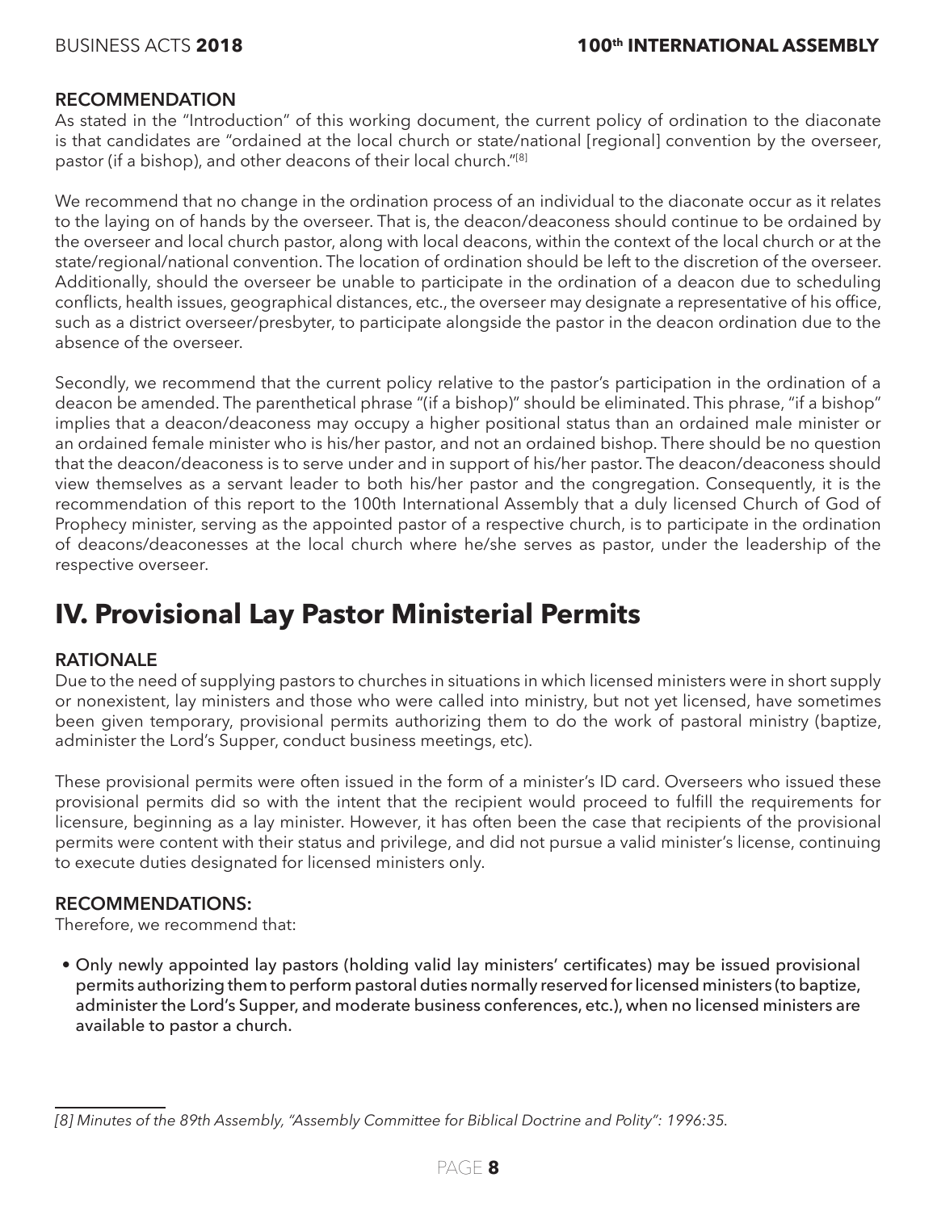### RECOMMENDATION

As stated in the "Introduction" of this working document, the current policy of ordination to the diaconate is that candidates are "ordained at the local church or state/national [regional] convention by the overseer, pastor (if a bishop), and other deacons of their local church."[8]

We recommend that no change in the ordination process of an individual to the diaconate occur as it relates to the laying on of hands by the overseer. That is, the deacon/deaconess should continue to be ordained by the overseer and local church pastor, along with local deacons, within the context of the local church or at the state/regional/national convention. The location of ordination should be left to the discretion of the overseer. Additionally, should the overseer be unable to participate in the ordination of a deacon due to scheduling conflicts, health issues, geographical distances, etc., the overseer may designate a representative of his office, such as a district overseer/presbyter, to participate alongside the pastor in the deacon ordination due to the absence of the overseer.

Secondly, we recommend that the current policy relative to the pastor's participation in the ordination of a deacon be amended. The parenthetical phrase "(if a bishop)" should be eliminated. This phrase, "if a bishop" implies that a deacon/deaconess may occupy a higher positional status than an ordained male minister or an ordained female minister who is his/her pastor, and not an ordained bishop. There should be no question that the deacon/deaconess is to serve under and in support of his/her pastor. The deacon/deaconess should view themselves as a servant leader to both his/her pastor and the congregation. Consequently, it is the recommendation of this report to the 100th International Assembly that a duly licensed Church of God of Prophecy minister, serving as the appointed pastor of a respective church, is to participate in the ordination of deacons/deaconesses at the local church where he/she serves as pastor, under the leadership of the respective overseer.

## IV. Provisional Lay Pastor Ministerial Permits

### RATIONALE

Due to the need of supplying pastors to churches in situations in which licensed ministers were in short supply or nonexistent, lay ministers and those who were called into ministry, but not yet licensed, have sometimes been given temporary, provisional permits authorizing them to do the work of pastoral ministry (baptize, administer the Lord's Supper, conduct business meetings, etc).

These provisional permits were often issued in the form of a minister's ID card. Overseers who issued these provisional permits did so with the intent that the recipient would proceed to fulfill the requirements for licensure, beginning as a lay minister. However, it has often been the case that recipients of the provisional permits were content with their status and privilege, and did not pursue a valid minister's license, continuing to execute duties designated for licensed ministers only.

### RECOMMENDATIONS:

Therefore, we recommend that:

- Only newly appointed lay pastors (holding valid lay ministers' certificates) may be issued provisional permits authorizing them to perform pastoral duties normally reserved for licensed ministers (to baptize, administer the Lord's Supper, and moderate business conferences, etc.), when no licensed ministers are available to pastor a church.

---

*[8] Minutes of the 89th Assembly, "Assembly Committee for Biblical Doctrine and Polity": 1996:35.*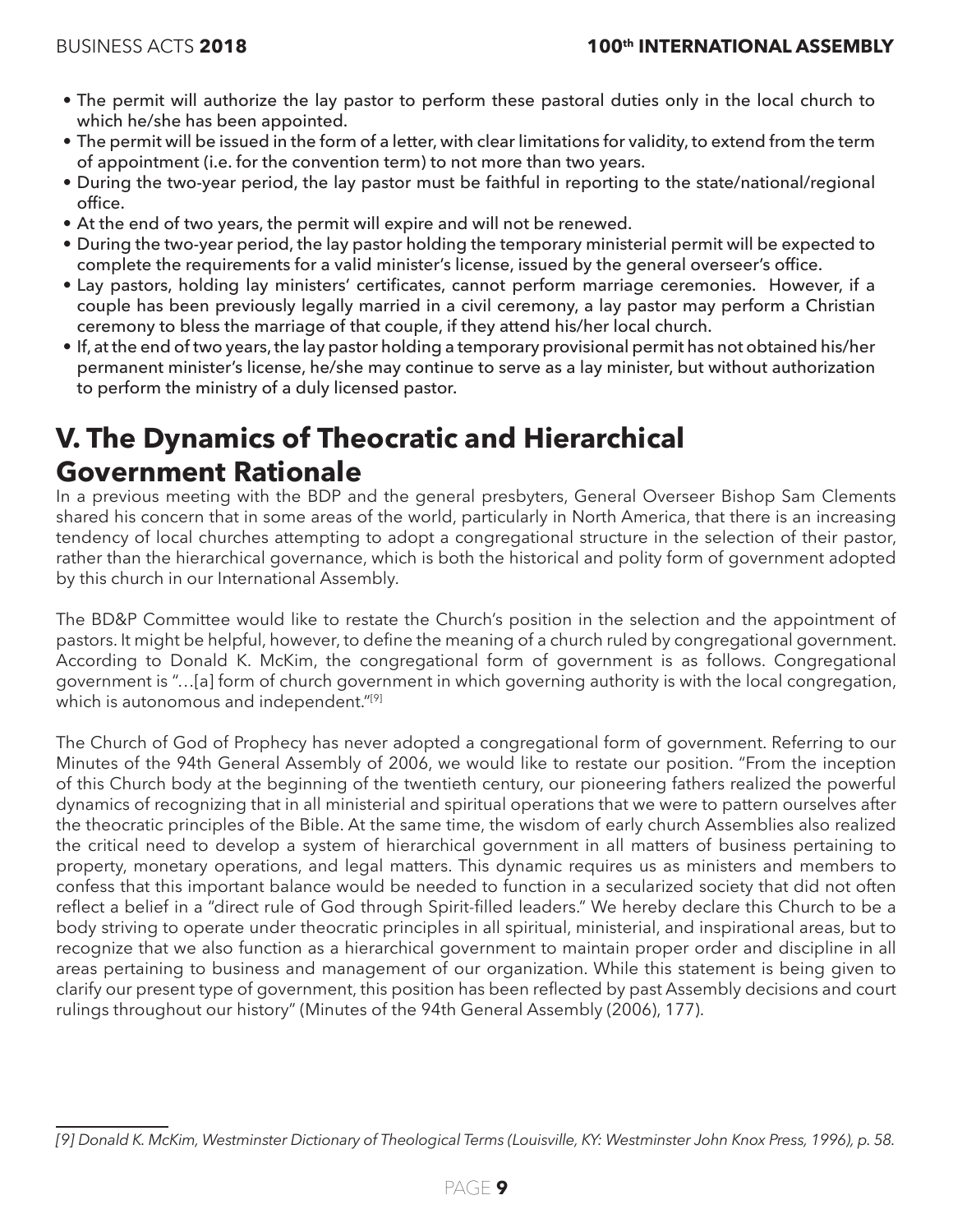- The permit will authorize the lay pastor to perform these pastoral duties only in the local church to which he/she has been appointed.
- The permit will be issued in the form of a letter, with clear limitations for validity, to extend from the term of appointment (i.e. for the convention term) to not more than two years.
- During the two-year period, the lay pastor must be faithful in reporting to the state/national/regional office.
- At the end of two years, the permit will expire and will not be renewed.
- During the two-year period, the lay pastor holding the temporary ministerial permit will be expected to complete the requirements for a valid minister's license, issued by the general overseer's office.
- Lay pastors, holding lay ministers' certificates, cannot perform marriage ceremonies. However, if a couple has been previously legally married in a civil ceremony, a lay pastor may perform a Christian ceremony to bless the marriage of that couple, if they attend his/her local church.
- If, at the end of two years, the lay pastor holding a temporary provisional permit has not obtained his/her permanent minister's license, he/she may continue to serve as a lay minister, but without authorization to perform the ministry of a duly licensed pastor.

## V. The Dynamics of Theocratic and Hierarchical Government Rationale

In a previous meeting with the BDP and the general presbyters, General Overseer Bishop Sam Clements shared his concern that in some areas of the world, particularly in North America, that there is an increasing tendency of local churches attempting to adopt a congregational structure in the selection of their pastor, rather than the hierarchical governance, which is both the historical and polity form of government adopted by this church in our International Assembly.

The BD&P Committee would like to restate the Church's position in the selection and the appointment of pastors. It might be helpful, however, to define the meaning of a church ruled by congregational government. According to Donald K. McKim, the congregational form of government is as follows. Congregational government is "…[a] form of church government in which governing authority is with the local congregation, which is autonomous and independent."[9]

The Church of God of Prophecy has never adopted a congregational form of government. Referring to our Minutes of the 94th General Assembly of 2006, we would like to restate our position. "From the inception of this Church body at the beginning of the twentieth century, our pioneering fathers realized the powerful dynamics of recognizing that in all ministerial and spiritual operations that we were to pattern ourselves after the theocratic principles of the Bible. At the same time, the wisdom of early church Assemblies also realized the critical need to develop a system of hierarchical government in all matters of business pertaining to property, monetary operations, and legal matters. This dynamic requires us as ministers and members to confess that this important balance would be needed to function in a secularized society that did not often reflect a belief in a "direct rule of God through Spirit-filled leaders." We hereby declare this Church to be a body striving to operate under theocratic principles in all spiritual, ministerial, and inspirational areas, but to recognize that we also function as a hierarchical government to maintain proper order and discipline in all areas pertaining to business and management of our organization. While this statement is being given to clarify our present type of government, this position has been reflected by past Assembly decisions and court rulings throughout our history" (Minutes of the 94th General Assembly (2006), 177).

---

*[9] Donald K. McKim, Westminster Dictionary of Theological Terms (Louisville, KY: Westminster John Knox Press, 1996), p. 58.*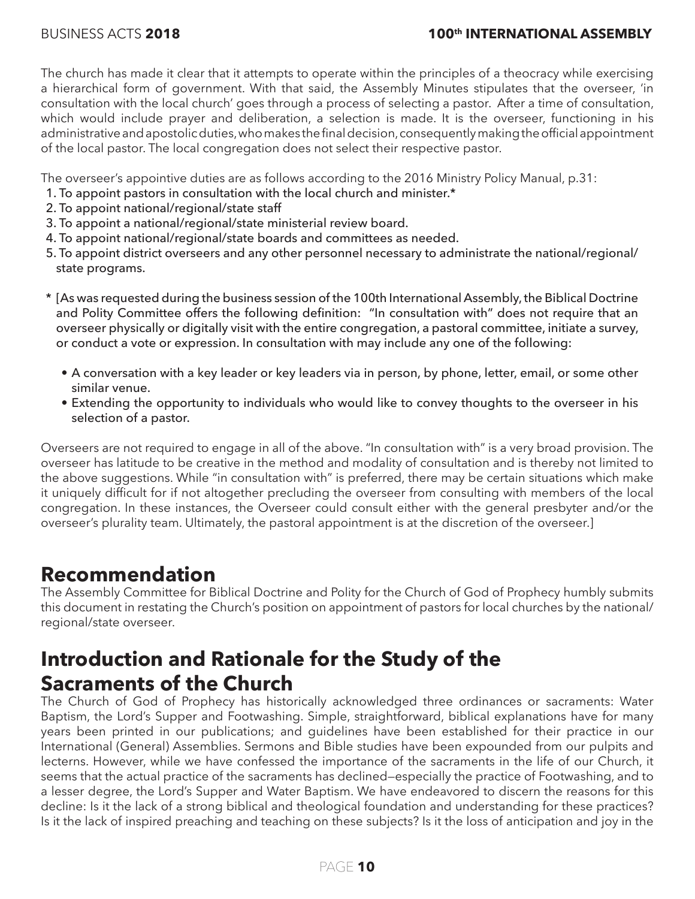The church has made it clear that it attempts to operate within the principles of a theocracy while exercising a hierarchical form of government. With that said, the Assembly Minutes stipulates that the overseer, 'in consultation with the local church' goes through a process of selecting a pastor. After a time of consultation, which would include prayer and deliberation, a selection is made. It is the overseer, functioning in his administrative and apostolic duties, who makes the final decision, consequently making the official appointment of the local pastor. The local congregation does not select their respective pastor.

The overseer's appointive duties are as follows according to the 2016 Ministry Policy Manual, p.31:

1. To appoint pastors in consultation with the local church and minister.*
2. To appoint national/regional/state staff
3. To appoint a national/regional/state ministerial review board.
4. To appoint national/regional/state boards and committees as needed.
5. To appoint district overseers and any other personnel necessary to administrate the national/regional/state programs.

* [As was requested during the business session of the 100th International Assembly, the Biblical Doctrine and Polity Committee offers the following definition: "In consultation with" does not require that an overseer physically or digitally visit with the entire congregation, a pastoral committee, initiate a survey, or conduct a vote or expression. In consultation with may include any one of the following:

  - A conversation with a key leader or key leaders via in person, by phone, letter, email, or some other similar venue.
  - Extending the opportunity to individuals who would like to convey thoughts to the overseer in his selection of a pastor.

Overseers are not required to engage in all of the above. "In consultation with" is a very broad provision. The overseer has latitude to be creative in the method and modality of consultation and is thereby not limited to the above suggestions. While "in consultation with" is preferred, there may be certain situations which make it uniquely difficult for if not altogether precluding the overseer from consulting with members of the local congregation. In these instances, the Overseer could consult either with the general presbyter and/or the overseer's plurality team. Ultimately, the pastoral appointment is at the discretion of the overseer.]

## Recommendation

The Assembly Committee for Biblical Doctrine and Polity for the Church of God of Prophecy humbly submits this document in restating the Church's position on appointment of pastors for local churches by the national/regional/state overseer.

## Introduction and Rationale for the Study of the Sacraments of the Church

The Church of God of Prophecy has historically acknowledged three ordinances or sacraments: Water Baptism, the Lord's Supper and Footwashing. Simple, straightforward, biblical explanations have for many years been printed in our publications; and guidelines have been established for their practice in our International (General) Assemblies. Sermons and Bible studies have been expounded from our pulpits and lecterns. However, while we have confessed the importance of the sacraments in the life of our Church, it seems that the actual practice of the sacraments has declined—especially the practice of Footwashing, and to a lesser degree, the Lord's Supper and Water Baptism. We have endeavored to discern the reasons for this decline: Is it the lack of a strong biblical and theological foundation and understanding for these practices? Is it the lack of inspired preaching and teaching on these subjects? Is it the loss of anticipation and joy in the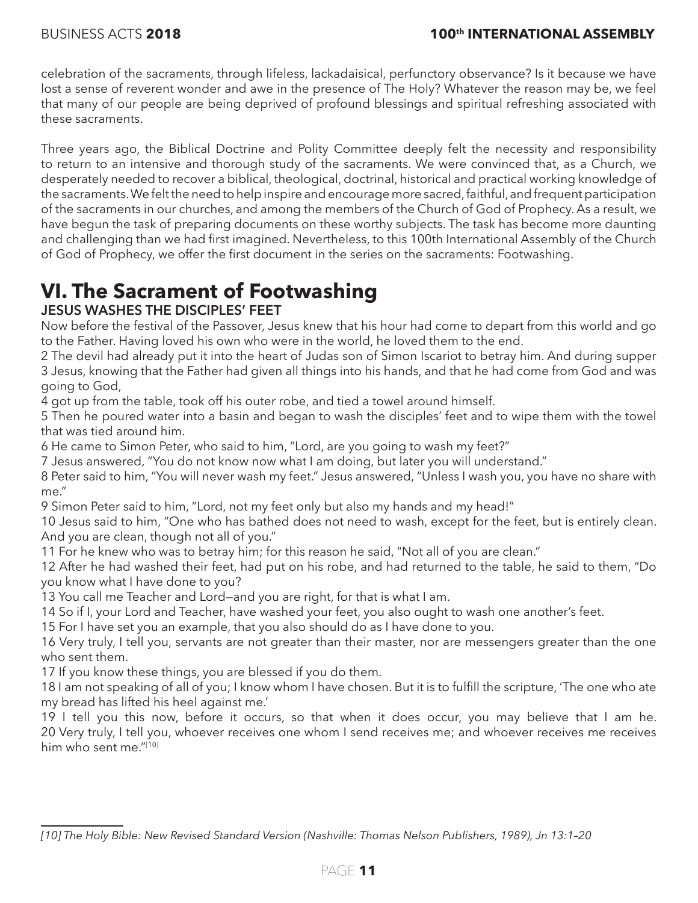celebration of the sacraments, through lifeless, lackadaisical, perfunctory observance? Is it because we have lost a sense of reverent wonder and awe in the presence of The Holy? Whatever the reason may be, we feel that many of our people are being deprived of profound blessings and spiritual refreshing associated with these sacraments.

Three years ago, the Biblical Doctrine and Polity Committee deeply felt the necessity and responsibility to return to an intensive and thorough study of the sacraments. We were convinced that, as a Church, we desperately needed to recover a biblical, theological, doctrinal, historical and practical working knowledge of the sacraments. We felt the need to help inspire and encourage more sacred, faithful, and frequent participation of the sacraments in our churches, and among the members of the Church of God of Prophecy. As a result, we have begun the task of preparing documents on these worthy subjects. The task has become more daunting and challenging than we had first imagined. Nevertheless, to this 100th International Assembly of the Church of God of Prophecy, we offer the first document in the series on the sacraments: Footwashing.

# VI. The Sacrament of Footwashing

### JESUS WASHES THE DISCIPLES' FEET

Now before the festival of the Passover, Jesus knew that his hour had come to depart from this world and go to the Father. Having loved his own who were in the world, he loved them to the end.

2 The devil had already put it into the heart of Judas son of Simon Iscariot to betray him. And during supper

3 Jesus, knowing that the Father had given all things into his hands, and that he had come from God and was going to God,

4 got up from the table, took off his outer robe, and tied a towel around himself.

5 Then he poured water into a basin and began to wash the disciples' feet and to wipe them with the towel that was tied around him.

6 He came to Simon Peter, who said to him, "Lord, are you going to wash my feet?"

7 Jesus answered, "You do not know now what I am doing, but later you will understand."

8 Peter said to him, "You will never wash my feet." Jesus answered, "Unless I wash you, you have no share with me."

9 Simon Peter said to him, "Lord, not my feet only but also my hands and my head!"

10 Jesus said to him, "One who has bathed does not need to wash, except for the feet, but is entirely clean. And you are clean, though not all of you."

11 For he knew who was to betray him; for this reason he said, "Not all of you are clean."

12 After he had washed their feet, had put on his robe, and had returned to the table, he said to them, "Do you know what I have done to you?

13 You call me Teacher and Lord—and you are right, for that is what I am.

14 So if I, your Lord and Teacher, have washed your feet, you also ought to wash one another's feet.

15 For I have set you an example, that you also should do as I have done to you.

16 Very truly, I tell you, servants are not greater than their master, nor are messengers greater than the one who sent them.

17 If you know these things, you are blessed if you do them.

18 I am not speaking of all of you; I know whom I have chosen. But it is to fulfill the scripture, 'The one who ate my bread has lifted his heel against me.'

19 I tell you this now, before it occurs, so that when it does occur, you may believe that I am he.
20 Very truly, I tell you, whoever receives one whom I send receives me; and whoever receives me receives him who sent me."[10]

---

*[10] The Holy Bible: New Revised Standard Version (Nashville: Thomas Nelson Publishers, 1989), Jn 13:1–20*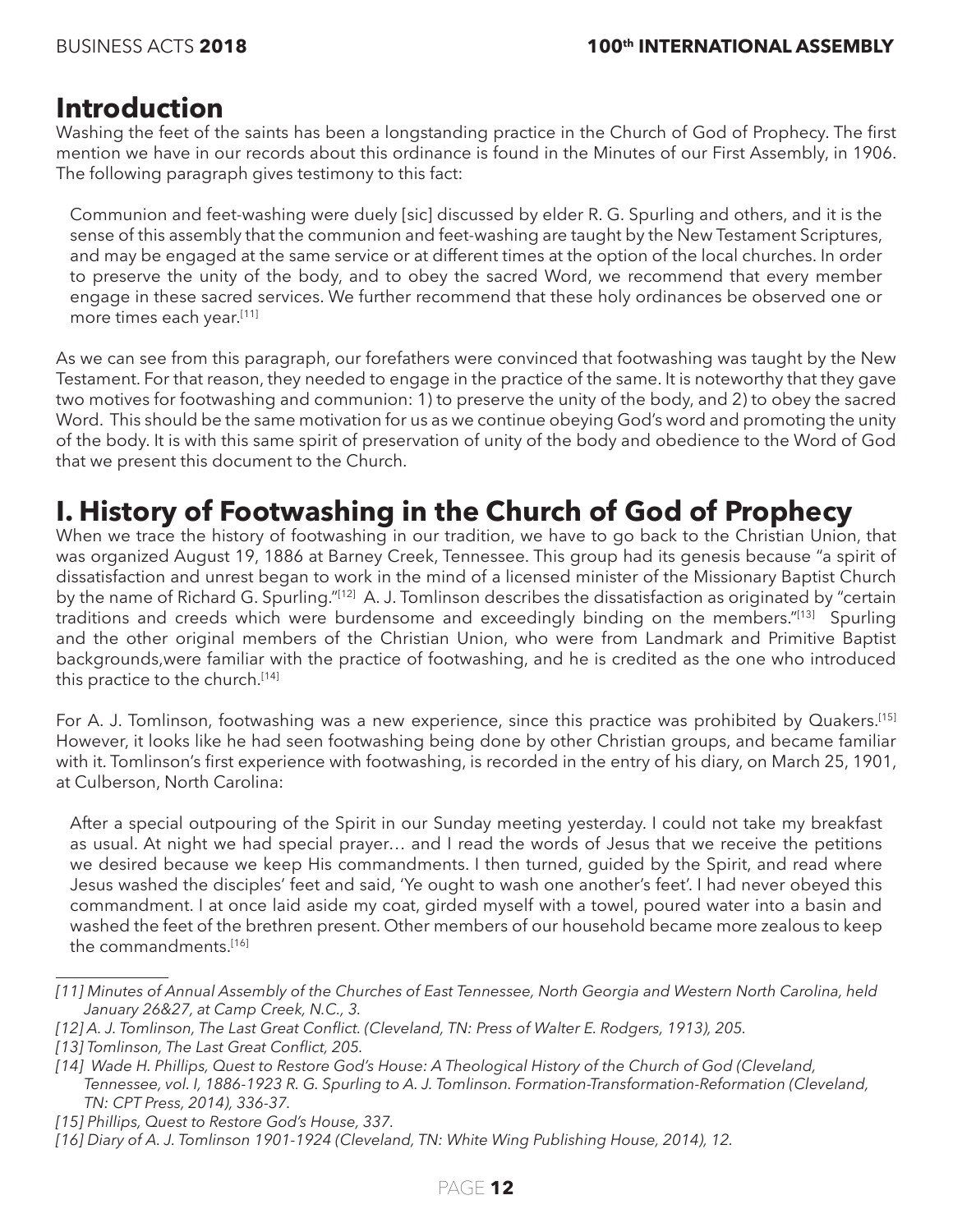## Introduction

Washing the feet of the saints has been a longstanding practice in the Church of God of Prophecy. The first mention we have in our records about this ordinance is found in the Minutes of our First Assembly, in 1906. The following paragraph gives testimony to this fact:

> Communion and feet-washing were duely [sic] discussed by elder R. G. Spurling and others, and it is the sense of this assembly that the communion and feet-washing are taught by the New Testament Scriptures, and may be engaged at the same service or at different times at the option of the local churches. In order to preserve the unity of the body, and to obey the sacred Word, we recommend that every member engage in these sacred services. We further recommend that these holy ordinances be observed one or more times each year.[11]

As we can see from this paragraph, our forefathers were convinced that footwashing was taught by the New Testament. For that reason, they needed to engage in the practice of the same. It is noteworthy that they gave two motives for footwashing and communion: 1) to preserve the unity of the body, and 2) to obey the sacred Word. This should be the same motivation for us as we continue obeying God's word and promoting the unity of the body. It is with this same spirit of preservation of unity of the body and obedience to the Word of God that we present this document to the Church.

## I. History of Footwashing in the Church of God of Prophecy

When we trace the history of footwashing in our tradition, we have to go back to the Christian Union, that was organized August 19, 1886 at Barney Creek, Tennessee. This group had its genesis because "a spirit of dissatisfaction and unrest began to work in the mind of a licensed minister of the Missionary Baptist Church by the name of Richard G. Spurling."[12] A. J. Tomlinson describes the dissatisfaction as originated by "certain traditions and creeds which were burdensome and exceedingly binding on the members."[13] Spurling and the other original members of the Christian Union, who were from Landmark and Primitive Baptist backgrounds,were familiar with the practice of footwashing, and he is credited as the one who introduced this practice to the church.[14]

For A. J. Tomlinson, footwashing was a new experience, since this practice was prohibited by Quakers.[15] However, it looks like he had seen footwashing being done by other Christian groups, and became familiar with it. Tomlinson's first experience with footwashing, is recorded in the entry of his diary, on March 25, 1901, at Culberson, North Carolina:

> After a special outpouring of the Spirit in our Sunday meeting yesterday. I could not take my breakfast as usual. At night we had special prayer… and I read the words of Jesus that we receive the petitions we desired because we keep His commandments. I then turned, guided by the Spirit, and read where Jesus washed the disciples' feet and said, 'Ye ought to wash one another's feet'. I had never obeyed this commandment. I at once laid aside my coat, girded myself with a towel, poured water into a basin and washed the feet of the brethren present. Other members of our household became more zealous to keep the commandments.[16]

---

*[11] Minutes of Annual Assembly of the Churches of East Tennessee, North Georgia and Western North Carolina, held January 26&27, at Camp Creek, N.C., 3.*

*[12] A. J. Tomlinson, The Last Great Conflict. (Cleveland, TN: Press of Walter E. Rodgers, 1913), 205.*

*[13] Tomlinson, The Last Great Conflict, 205.*

*[14] Wade H. Phillips, Quest to Restore God's House: A Theological History of the Church of God (Cleveland, Tennessee, vol. I, 1886-1923 R. G. Spurling to A. J. Tomlinson. Formation-Transformation-Reformation (Cleveland, TN: CPT Press, 2014), 336-37.*

*[15] Phillips, Quest to Restore God's House, 337.*

*[16] Diary of A. J. Tomlinson 1901-1924 (Cleveland, TN: White Wing Publishing House, 2014), 12.*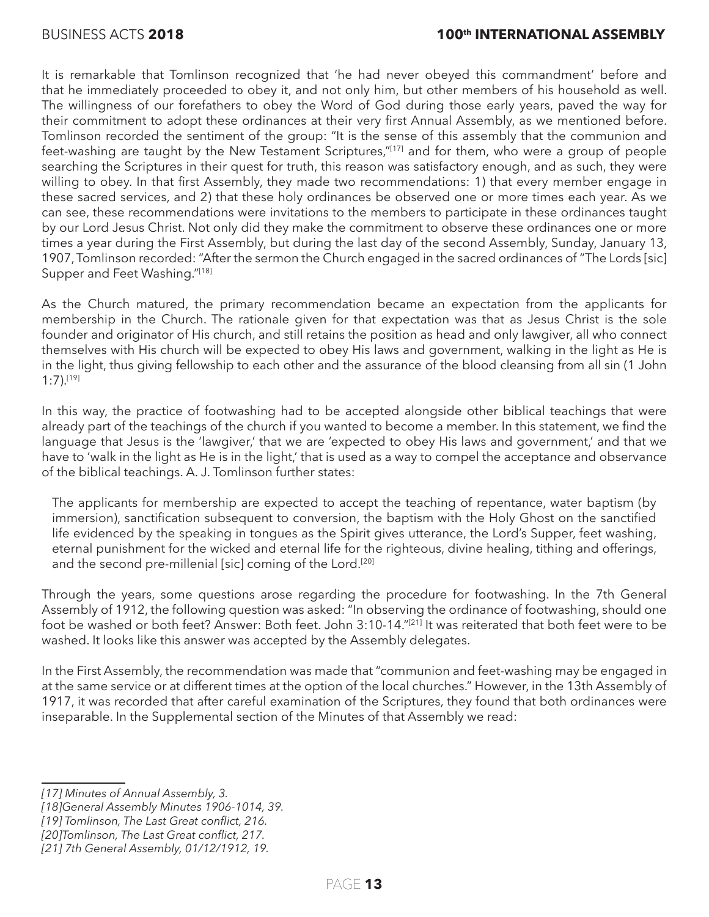It is remarkable that Tomlinson recognized that 'he had never obeyed this commandment' before and that he immediately proceeded to obey it, and not only him, but other members of his household as well. The willingness of our forefathers to obey the Word of God during those early years, paved the way for their commitment to adopt these ordinances at their very first Annual Assembly, as we mentioned before. Tomlinson recorded the sentiment of the group: "It is the sense of this assembly that the communion and feet-washing are taught by the New Testament Scriptures,"[17] and for them, who were a group of people searching the Scriptures in their quest for truth, this reason was satisfactory enough, and as such, they were willing to obey. In that first Assembly, they made two recommendations: 1) that every member engage in these sacred services, and 2) that these holy ordinances be observed one or more times each year. As we can see, these recommendations were invitations to the members to participate in these ordinances taught by our Lord Jesus Christ. Not only did they make the commitment to observe these ordinances one or more times a year during the First Assembly, but during the last day of the second Assembly, Sunday, January 13, 1907, Tomlinson recorded: "After the sermon the Church engaged in the sacred ordinances of "The Lords [sic] Supper and Feet Washing."[18]

As the Church matured, the primary recommendation became an expectation from the applicants for membership in the Church. The rationale given for that expectation was that as Jesus Christ is the sole founder and originator of His church, and still retains the position as head and only lawgiver, all who connect themselves with His church will be expected to obey His laws and government, walking in the light as He is in the light, thus giving fellowship to each other and the assurance of the blood cleansing from all sin (1 John 1:7).[19]

In this way, the practice of footwashing had to be accepted alongside other biblical teachings that were already part of the teachings of the church if you wanted to become a member. In this statement, we find the language that Jesus is the 'lawgiver,' that we are 'expected to obey His laws and government,' and that we have to 'walk in the light as He is in the light,' that is used as a way to compel the acceptance and observance of the biblical teachings. A. J. Tomlinson further states:

> The applicants for membership are expected to accept the teaching of repentance, water baptism (by immersion), sanctification subsequent to conversion, the baptism with the Holy Ghost on the sanctified life evidenced by the speaking in tongues as the Spirit gives utterance, the Lord's Supper, feet washing, eternal punishment for the wicked and eternal life for the righteous, divine healing, tithing and offerings, and the second pre-millenial [sic] coming of the Lord.[20]

Through the years, some questions arose regarding the procedure for footwashing. In the 7th General Assembly of 1912, the following question was asked: "In observing the ordinance of footwashing, should one foot be washed or both feet? Answer: Both feet. John 3:10-14."[21] It was reiterated that both feet were to be washed. It looks like this answer was accepted by the Assembly delegates.

In the First Assembly, the recommendation was made that "communion and feet-washing may be engaged in at the same service or at different times at the option of the local churches." However, in the 13th Assembly of 1917, it was recorded that after careful examination of the Scriptures, they found that both ordinances were inseparable. In the Supplemental section of the Minutes of that Assembly we read:

---

*[17] Minutes of Annual Assembly, 3.*

*[18]General Assembly Minutes 1906-1014, 39.*

*[19] Tomlinson, The Last Great conflict, 216.*

*[20]Tomlinson, The Last Great conflict, 217.*

*[21] 7th General Assembly, 01/12/1912, 19.*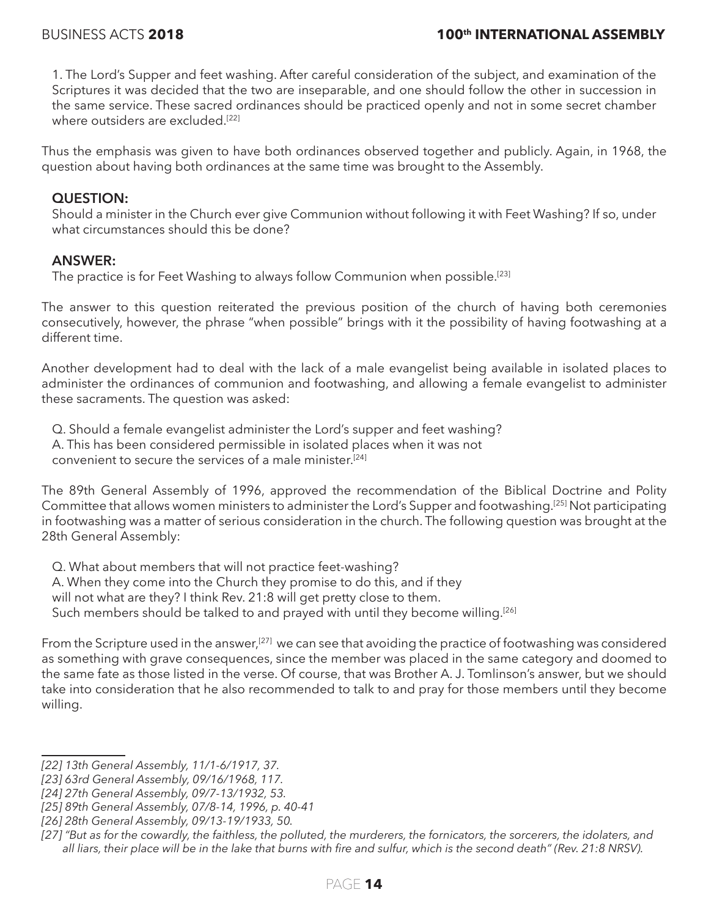1. The Lord's Supper and feet washing. After careful consideration of the subject, and examination of the Scriptures it was decided that the two are inseparable, and one should follow the other in succession in the same service. These sacred ordinances should be practiced openly and not in some secret chamber where outsiders are excluded.[22]

Thus the emphasis was given to have both ordinances observed together and publicly. Again, in 1968, the question about having both ordinances at the same time was brought to the Assembly.

**QUESTION:**
Should a minister in the Church ever give Communion without following it with Feet Washing? If so, under what circumstances should this be done?

**ANSWER:**
The practice is for Feet Washing to always follow Communion when possible.[23]

The answer to this question reiterated the previous position of the church of having both ceremonies consecutively, however, the phrase "when possible" brings with it the possibility of having footwashing at a different time.

Another development had to deal with the lack of a male evangelist being available in isolated places to administer the ordinances of communion and footwashing, and allowing a female evangelist to administer these sacraments. The question was asked:

Q. Should a female evangelist administer the Lord's supper and feet washing?
A. This has been considered permissible in isolated places when it was not convenient to secure the services of a male minister.[24]

The 89th General Assembly of 1996, approved the recommendation of the Biblical Doctrine and Polity Committee that allows women ministers to administer the Lord's Supper and footwashing.[25] Not participating in footwashing was a matter of serious consideration in the church. The following question was brought at the 28th General Assembly:

Q. What about members that will not practice feet-washing?
A. When they come into the Church they promise to do this, and if they will not what are they? I think Rev. 21:8 will get pretty close to them. Such members should be talked to and prayed with until they become willing.[26]

From the Scripture used in the answer,[27] we can see that avoiding the practice of footwashing was considered as something with grave consequences, since the member was placed in the same category and doomed to the same fate as those listed in the verse. Of course, that was Brother A. J. Tomlinson's answer, but we should take into consideration that he also recommended to talk to and pray for those members until they become willing.

---

*[22] 13th General Assembly, 11/1-6/1917, 37.*
*[23] 63rd General Assembly, 09/16/1968, 117.*
*[24] 27th General Assembly, 09/7-13/1932, 53.*
*[25] 89th General Assembly, 07/8-14, 1996, p. 40-41*
*[26] 28th General Assembly, 09/13-19/1933, 50.*
*[27] "But as for the cowardly, the faithless, the polluted, the murderers, the fornicators, the sorcerers, the idolaters, and all liars, their place will be in the lake that burns with fire and sulfur, which is the second death" (Rev. 21:8 NRSV).*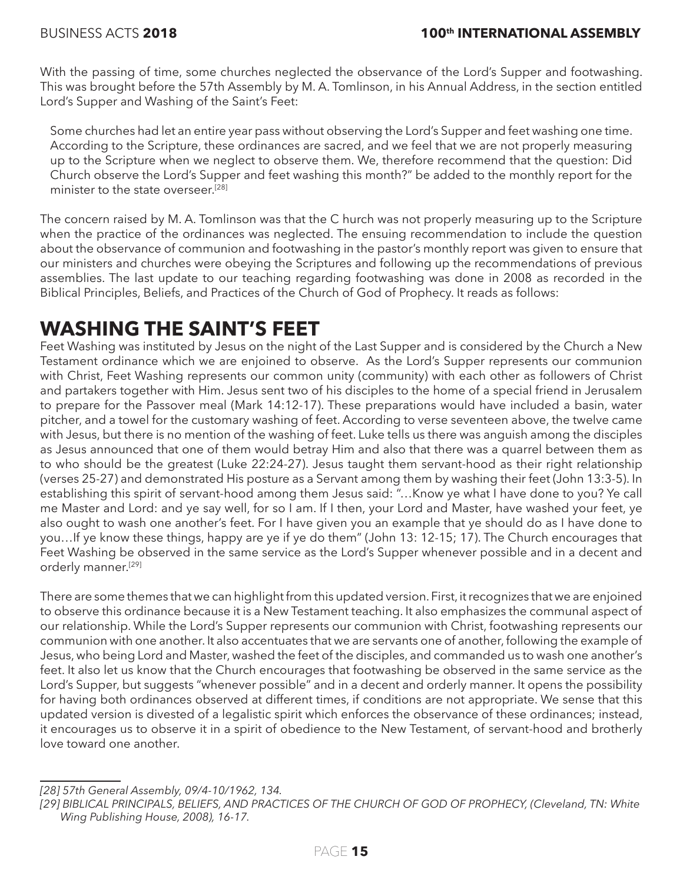With the passing of time, some churches neglected the observance of the Lord's Supper and footwashing. This was brought before the 57th Assembly by M. A. Tomlinson, in his Annual Address, in the section entitled Lord's Supper and Washing of the Saint's Feet:

> Some churches had let an entire year pass without observing the Lord's Supper and feet washing one time. According to the Scripture, these ordinances are sacred, and we feel that we are not properly measuring up to the Scripture when we neglect to observe them. We, therefore recommend that the question: Did Church observe the Lord's Supper and feet washing this month?" be added to the monthly report for the minister to the state overseer.[28]

The concern raised by M. A. Tomlinson was that the C hurch was not properly measuring up to the Scripture when the practice of the ordinances was neglected. The ensuing recommendation to include the question about the observance of communion and footwashing in the pastor's monthly report was given to ensure that our ministers and churches were obeying the Scriptures and following up the recommendations of previous assemblies. The last update to our teaching regarding footwashing was done in 2008 as recorded in the Biblical Principles, Beliefs, and Practices of the Church of God of Prophecy. It reads as follows:

## WASHING THE SAINT'S FEET

Feet Washing was instituted by Jesus on the night of the Last Supper and is considered by the Church a New Testament ordinance which we are enjoined to observe. As the Lord's Supper represents our communion with Christ, Feet Washing represents our common unity (community) with each other as followers of Christ and partakers together with Him. Jesus sent two of his disciples to the home of a special friend in Jerusalem to prepare for the Passover meal (Mark 14:12-17). These preparations would have included a basin, water pitcher, and a towel for the customary washing of feet. According to verse seventeen above, the twelve came with Jesus, but there is no mention of the washing of feet. Luke tells us there was anguish among the disciples as Jesus announced that one of them would betray Him and also that there was a quarrel between them as to who should be the greatest (Luke 22:24-27). Jesus taught them servant-hood as their right relationship (verses 25-27) and demonstrated His posture as a Servant among them by washing their feet (John 13:3-5). In establishing this spirit of servant-hood among them Jesus said: "…Know ye what I have done to you? Ye call me Master and Lord: and ye say well, for so I am. If I then, your Lord and Master, have washed your feet, ye also ought to wash one another's feet. For I have given you an example that ye should do as I have done to you…If ye know these things, happy are ye if ye do them" (John 13: 12-15; 17). The Church encourages that Feet Washing be observed in the same service as the Lord's Supper whenever possible and in a decent and orderly manner.[29]

There are some themes that we can highlight from this updated version. First, it recognizes that we are enjoined to observe this ordinance because it is a New Testament teaching. It also emphasizes the communal aspect of our relationship. While the Lord's Supper represents our communion with Christ, footwashing represents our communion with one another. It also accentuates that we are servants one of another, following the example of Jesus, who being Lord and Master, washed the feet of the disciples, and commanded us to wash one another's feet. It also let us know that the Church encourages that footwashing be observed in the same service as the Lord's Supper, but suggests "whenever possible" and in a decent and orderly manner. It opens the possibility for having both ordinances observed at different times, if conditions are not appropriate. We sense that this updated version is divested of a legalistic spirit which enforces the observance of these ordinances; instead, it encourages us to observe it in a spirit of obedience to the New Testament, of servant-hood and brotherly love toward one another.

---

*[28] 57th General Assembly, 09/4-10/1962, 134.*

*[29] BIBLICAL PRINCIPALS, BELIEFS, AND PRACTICES OF THE CHURCH OF GOD OF PROPHECY, (Cleveland, TN: White Wing Publishing House, 2008), 16-17.*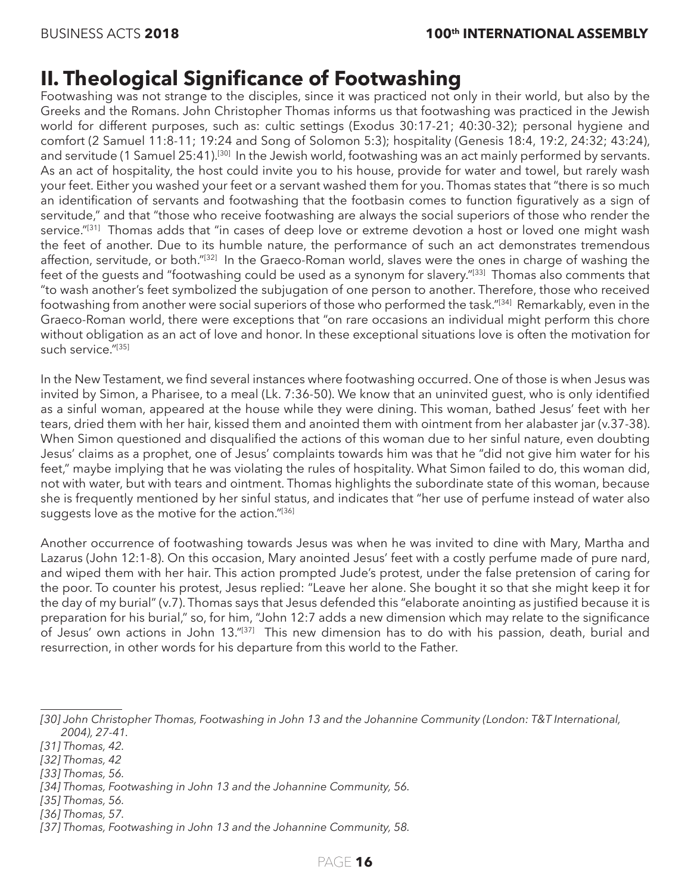## II. Theological Significance of Footwashing

Footwashing was not strange to the disciples, since it was practiced not only in their world, but also by the Greeks and the Romans. John Christopher Thomas informs us that footwashing was practiced in the Jewish world for different purposes, such as: cultic settings (Exodus 30:17-21; 40:30-32); personal hygiene and comfort (2 Samuel 11:8-11; 19:24 and Song of Solomon 5:3); hospitality (Genesis 18:4, 19:2, 24:32; 43:24), and servitude (1 Samuel 25:41).[30] In the Jewish world, footwashing was an act mainly performed by servants. As an act of hospitality, the host could invite you to his house, provide for water and towel, but rarely wash your feet. Either you washed your feet or a servant washed them for you. Thomas states that "there is so much an identification of servants and footwashing that the footbasin comes to function figuratively as a sign of servitude," and that "those who receive footwashing are always the social superiors of those who render the service."[31] Thomas adds that "in cases of deep love or extreme devotion a host or loved one might wash the feet of another. Due to its humble nature, the performance of such an act demonstrates tremendous affection, servitude, or both."[32] In the Graeco-Roman world, slaves were the ones in charge of washing the feet of the guests and "footwashing could be used as a synonym for slavery."[33] Thomas also comments that "to wash another's feet symbolized the subjugation of one person to another. Therefore, those who received footwashing from another were social superiors of those who performed the task."[34] Remarkably, even in the Graeco-Roman world, there were exceptions that "on rare occasions an individual might perform this chore without obligation as an act of love and honor. In these exceptional situations love is often the motivation for such service."[35]

In the New Testament, we find several instances where footwashing occurred. One of those is when Jesus was invited by Simon, a Pharisee, to a meal (Lk. 7:36-50). We know that an uninvited guest, who is only identified as a sinful woman, appeared at the house while they were dining. This woman, bathed Jesus' feet with her tears, dried them with her hair, kissed them and anointed them with ointment from her alabaster jar (v.37-38). When Simon questioned and disqualified the actions of this woman due to her sinful nature, even doubting Jesus' claims as a prophet, one of Jesus' complaints towards him was that he "did not give him water for his feet," maybe implying that he was violating the rules of hospitality. What Simon failed to do, this woman did, not with water, but with tears and ointment. Thomas highlights the subordinate state of this woman, because she is frequently mentioned by her sinful status, and indicates that "her use of perfume instead of water also suggests love as the motive for the action."[36]

Another occurrence of footwashing towards Jesus was when he was invited to dine with Mary, Martha and Lazarus (John 12:1-8). On this occasion, Mary anointed Jesus' feet with a costly perfume made of pure nard, and wiped them with her hair. This action prompted Jude's protest, under the false pretension of caring for the poor. To counter his protest, Jesus replied: "Leave her alone. She bought it so that she might keep it for the day of my burial" (v.7). Thomas says that Jesus defended this "elaborate anointing as justified because it is preparation for his burial," so, for him, "John 12:7 adds a new dimension which may relate to the significance of Jesus' own actions in John 13."[37] This new dimension has to do with his passion, death, burial and resurrection, in other words for his departure from this world to the Father.

---

*[30] John Christopher Thomas, Footwashing in John 13 and the Johannine Community (London: T&T International, 2004), 27-41.*

*[31] Thomas, 42.*

*[32] Thomas, 42*

*[33] Thomas, 56.*

*[34] Thomas, Footwashing in John 13 and the Johannine Community, 56.*

*[35] Thomas, 56.*

*[36] Thomas, 57.*

*[37] Thomas, Footwashing in John 13 and the Johannine Community, 58.*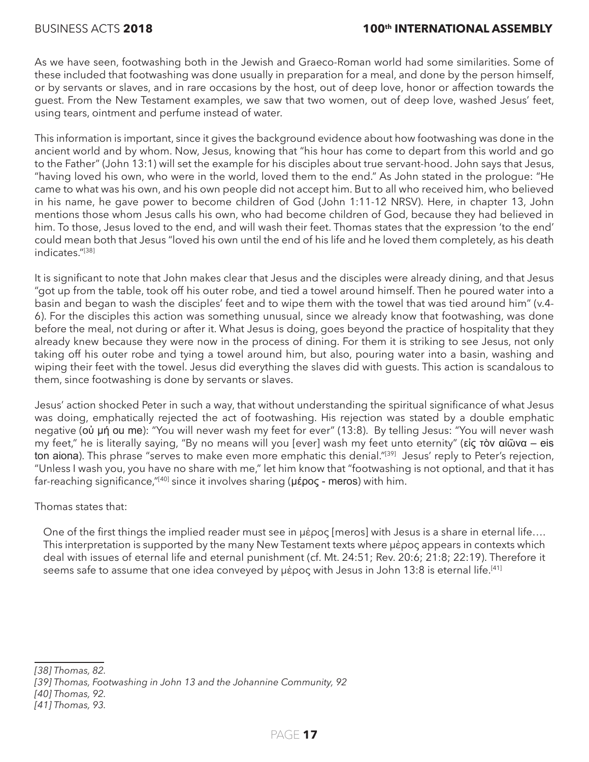As we have seen, footwashing both in the Jewish and Graeco-Roman world had some similarities. Some of these included that footwashing was done usually in preparation for a meal, and done by the person himself, or by servants or slaves, and in rare occasions by the host, out of deep love, honor or affection towards the guest. From the New Testament examples, we saw that two women, out of deep love, washed Jesus' feet, using tears, ointment and perfume instead of water.

This information is important, since it gives the background evidence about how footwashing was done in the ancient world and by whom. Now, Jesus, knowing that "his hour has come to depart from this world and go to the Father" (John 13:1) will set the example for his disciples about true servant-hood. John says that Jesus, "having loved his own, who were in the world, loved them to the end." As John stated in the prologue: "He came to what was his own, and his own people did not accept him. But to all who received him, who believed in his name, he gave power to become children of God (John 1:11-12 NRSV). Here, in chapter 13, John mentions those whom Jesus calls his own, who had become children of God, because they had believed in him. To those, Jesus loved to the end, and will wash their feet. Thomas states that the expression 'to the end' could mean both that Jesus "loved his own until the end of his life and he loved them completely, as his death indicates."[38]

It is significant to note that John makes clear that Jesus and the disciples were already dining, and that Jesus "got up from the table, took off his outer robe, and tied a towel around himself. Then he poured water into a basin and began to wash the disciples' feet and to wipe them with the towel that was tied around him" (v.4-6). For the disciples this action was something unusual, since we already know that footwashing, was done before the meal, not during or after it. What Jesus is doing, goes beyond the practice of hospitality that they already knew because they were now in the process of dining. For them it is striking to see Jesus, not only taking off his outer robe and tying a towel around him, but also, pouring water into a basin, washing and wiping their feet with the towel. Jesus did everything the slaves did with guests. This action is scandalous to them, since footwashing is done by servants or slaves.

Jesus' action shocked Peter in such a way, that without understanding the spiritual significance of what Jesus was doing, emphatically rejected the act of footwashing. His rejection was stated by a double emphatic negative (οὐ μή ou me): "You will never wash my feet for ever" (13:8). By telling Jesus: "You will never wash my feet," he is literally saying, "By no means will you [ever] wash my feet unto eternity" (εἰς τὸν αἰῶνα – eis ton aiona). This phrase "serves to make even more emphatic this denial."[39] Jesus' reply to Peter's rejection, "Unless I wash you, you have no share with me," let him know that "footwashing is not optional, and that it has far-reaching significance,"[40] since it involves sharing (μέρος - meros) with him.

Thomas states that:

> One of the first things the implied reader must see in μὲρος [meros] with Jesus is a share in eternal life…. This interpretation is supported by the many New Testament texts where μὲρος appears in contexts which deal with issues of eternal life and eternal punishment (cf. Mt. 24:51; Rev. 20:6; 21:8; 22:19). Therefore it seems safe to assume that one idea conveyed by μὲρος with Jesus in John 13:8 is eternal life.[41]

---

*[38] Thomas, 82.*

*[39] Thomas, Footwashing in John 13 and the Johannine Community, 92*

*[40] Thomas, 92.*

*[41] Thomas, 93.*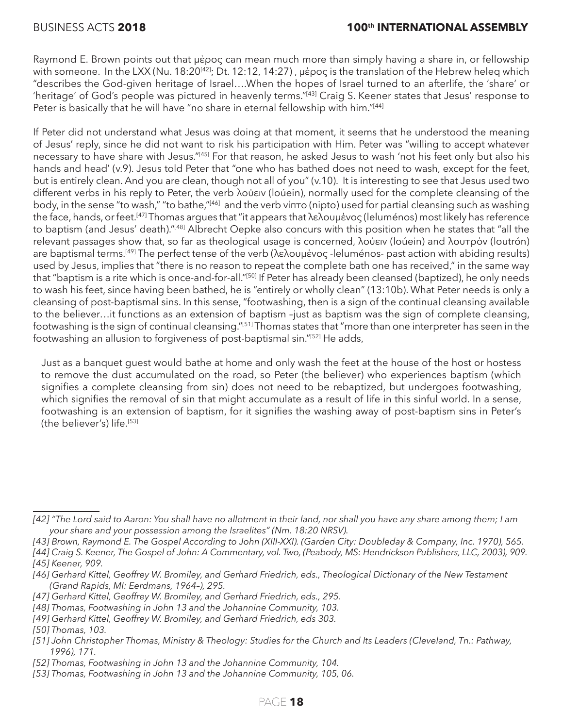Raymond E. Brown points out that μέρος can mean much more than simply having a share in, or fellowship with someone. In the LXX (Nu. 18:20[42]; Dt. 12:12, 14:27) , μέρος is the translation of the Hebrew heleq which "describes the God-given heritage of Israel….When the hopes of Israel turned to an afterlife, the 'share' or 'heritage' of God's people was pictured in heavenly terms."[43] Craig S. Keener states that Jesus' response to Peter is basically that he will have "no share in eternal fellowship with him."[44]

If Peter did not understand what Jesus was doing at that moment, it seems that he understood the meaning of Jesus' reply, since he did not want to risk his participation with Him. Peter was "willing to accept whatever necessary to have share with Jesus."[45] For that reason, he asked Jesus to wash 'not his feet only but also his hands and head' (v.9). Jesus told Peter that "one who has bathed does not need to wash, except for the feet, but is entirely clean. And you are clean, though not all of you" (v.10). It is interesting to see that Jesus used two different verbs in his reply to Peter, the verb λούειν (loúein), normally used for the complete cleansing of the body, in the sense "to wash," "to bathe,"[46] and the verb νίπτο (nipto) used for partial cleansing such as washing the face, hands, or feet.[47] Thomas argues that "it appears that λελουμένος (leluménos) most likely has reference to baptism (and Jesus' death)."[48] Albrecht Oepke also concurs with this position when he states that "all the relevant passages show that, so far as theological usage is concerned, λούειν (loúein) and λουτρόν (loutrón) are baptismal terms.[49] The perfect tense of the verb (λελουμένος -leluménos- past action with abiding results) used by Jesus, implies that "there is no reason to repeat the complete bath one has received," in the same way that "baptism is a rite which is once-and-for-all."[50] If Peter has already been cleansed (baptized), he only needs to wash his feet, since having been bathed, he is "entirely or wholly clean" (13:10b). What Peter needs is only a cleansing of post-baptismal sins. In this sense, "footwashing, then is a sign of the continual cleansing available to the believer…it functions as an extension of baptism –just as baptism was the sign of complete cleansing, footwashing is the sign of continual cleansing."[51] Thomas states that "more than one interpreter has seen in the footwashing an allusion to forgiveness of post-baptismal sin."[52] He adds,

> Just as a banquet guest would bathe at home and only wash the feet at the house of the host or hostess to remove the dust accumulated on the road, so Peter (the believer) who experiences baptism (which signifies a complete cleansing from sin) does not need to be rebaptized, but undergoes footwashing, which signifies the removal of sin that might accumulate as a result of life in this sinful world. In a sense, footwashing is an extension of baptism, for it signifies the washing away of post-baptism sins in Peter's (the believer's) life.[53]

---

*[42] "The Lord said to Aaron: You shall have no allotment in their land, nor shall you have any share among them; I am your share and your possession among the Israelites" (Nm. 18:20 NRSV).*

*[43] Brown, Raymond E. The Gospel According to John (XIII-XXI). (Garden City: Doubleday & Company, Inc. 1970), 565.*

*[44] Craig S. Keener, The Gospel of John: A Commentary, vol. Two, (Peabody, MS: Hendrickson Publishers, LLC, 2003), 909.*

*[45] Keener, 909.*

*[46] Gerhard Kittel, Geoffrey W. Bromiley, and Gerhard Friedrich, eds., Theological Dictionary of the New Testament (Grand Rapids, MI: Eerdmans, 1964–), 295.*

*[47] Gerhard Kittel, Geoffrey W. Bromiley, and Gerhard Friedrich, eds., 295.*

*[48] Thomas, Footwashing in John 13 and the Johannine Community, 103.*

*[49] Gerhard Kittel, Geoffrey W. Bromiley, and Gerhard Friedrich, eds 303.*

*[50] Thomas, 103.*

*[51] John Christopher Thomas, Ministry & Theology: Studies for the Church and Its Leaders (Cleveland, Tn.: Pathway, 1996), 171.*

*[52] Thomas, Footwashing in John 13 and the Johannine Community, 104.*

*[53] Thomas, Footwashing in John 13 and the Johannine Community, 105, 06.*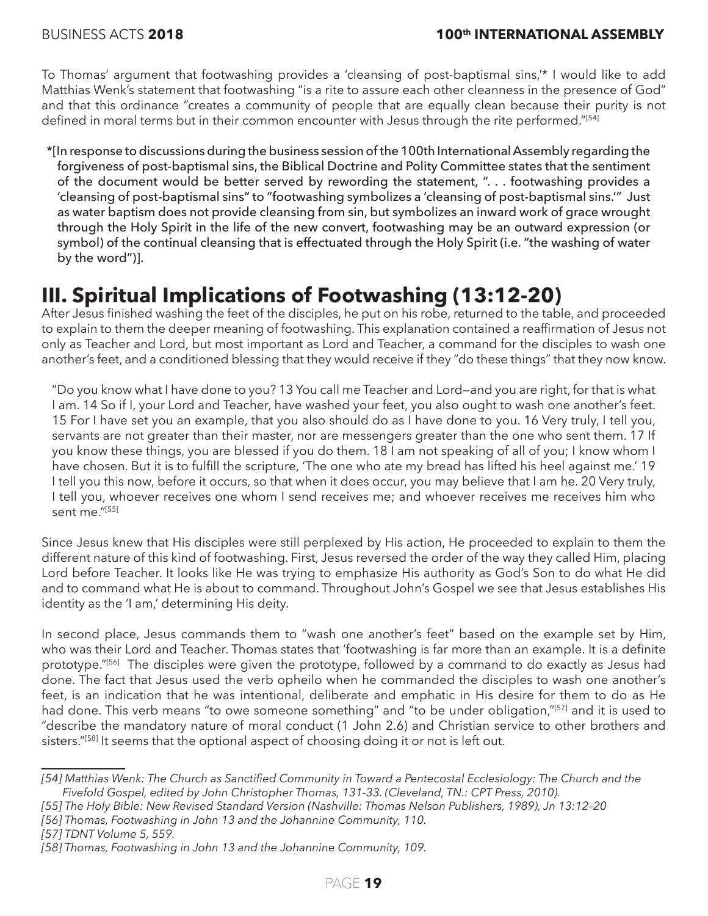To Thomas' argument that footwashing provides a 'cleansing of post-baptismal sins,'* I would like to add Matthias Wenk's statement that footwashing "is a rite to assure each other cleanness in the presence of God" and that this ordinance "creates a community of people that are equally clean because their purity is not defined in moral terms but in their common encounter with Jesus through the rite performed."[54]

*[In response to discussions during the business session of the 100th International Assembly regarding the forgiveness of post-baptismal sins, the Biblical Doctrine and Polity Committee states that the sentiment of the document would be better served by rewording the statement, ". . . footwashing provides a 'cleansing of post-baptismal sins" to "footwashing symbolizes a 'cleansing of post-baptismal sins.'" Just as water baptism does not provide cleansing from sin, but symbolizes an inward work of grace wrought through the Holy Spirit in the life of the new convert, footwashing may be an outward expression (or symbol) of the continual cleansing that is effectuated through the Holy Spirit (i.e. "the washing of water by the word")].

# III. Spiritual Implications of Footwashing (13:12-20)

After Jesus finished washing the feet of the disciples, he put on his robe, returned to the table, and proceeded to explain to them the deeper meaning of footwashing. This explanation contained a reaffirmation of Jesus not only as Teacher and Lord, but most important as Lord and Teacher, a command for the disciples to wash one another's feet, and a conditioned blessing that they would receive if they "do these things" that they now know.

> "Do you know what I have done to you? 13 You call me Teacher and Lord—and you are right, for that is what I am. 14 So if I, your Lord and Teacher, have washed your feet, you also ought to wash one another's feet. 15 For I have set you an example, that you also should do as I have done to you. 16 Very truly, I tell you, servants are not greater than their master, nor are messengers greater than the one who sent them. 17 If you know these things, you are blessed if you do them. 18 I am not speaking of all of you; I know whom I have chosen. But it is to fulfill the scripture, 'The one who ate my bread has lifted his heel against me.' 19 I tell you this now, before it occurs, so that when it does occur, you may believe that I am he. 20 Very truly, I tell you, whoever receives one whom I send receives me; and whoever receives me receives him who sent me."[55]

Since Jesus knew that His disciples were still perplexed by His action, He proceeded to explain to them the different nature of this kind of footwashing. First, Jesus reversed the order of the way they called Him, placing Lord before Teacher. It looks like He was trying to emphasize His authority as God's Son to do what He did and to command what He is about to command. Throughout John's Gospel we see that Jesus establishes His identity as the 'I am,' determining His deity.

In second place, Jesus commands them to "wash one another's feet" based on the example set by Him, who was their Lord and Teacher. Thomas states that 'footwashing is far more than an example. It is a definite prototype."[56] The disciples were given the prototype, followed by a command to do exactly as Jesus had done. The fact that Jesus used the verb opheilo when he commanded the disciples to wash one another's feet, is an indication that he was intentional, deliberate and emphatic in His desire for them to do as He had done. This verb means "to owe someone something" and "to be under obligation,"[57] and it is used to "describe the mandatory nature of moral conduct (1 John 2.6) and Christian service to other brothers and sisters."[58] It seems that the optional aspect of choosing doing it or not is left out.

---

*[54] Matthias Wenk: The Church as Sanctified Community in Toward a Pentecostal Ecclesiology: The Church and the Fivefold Gospel, edited by John Christopher Thomas, 131-33. (Cleveland, TN.: CPT Press, 2010).*

*[55] The Holy Bible: New Revised Standard Version (Nashville: Thomas Nelson Publishers, 1989), Jn 13:12–20*

*[56] Thomas, Footwashing in John 13 and the Johannine Community, 110.*

*[57] TDNT Volume 5, 559.*

*[58] Thomas, Footwashing in John 13 and the Johannine Community, 109.*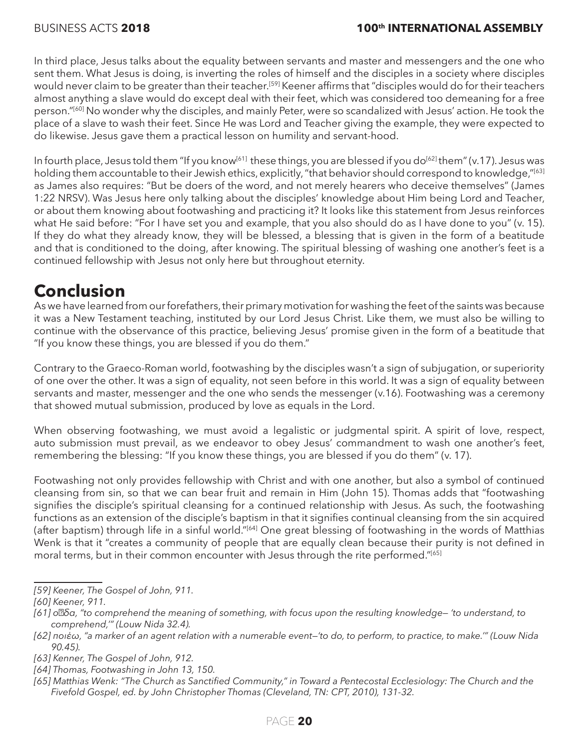In third place, Jesus talks about the equality between servants and master and messengers and the one who sent them. What Jesus is doing, is inverting the roles of himself and the disciples in a society where disciples would never claim to be greater than their teacher.[59] Keener affirms that "disciples would do for their teachers almost anything a slave would do except deal with their feet, which was considered too demeaning for a free person."[60] No wonder why the disciples, and mainly Peter, were so scandalized with Jesus' action. He took the place of a slave to wash their feet. Since He was Lord and Teacher giving the example, they were expected to do likewise. Jesus gave them a practical lesson on humility and servant-hood.

In fourth place, Jesus told them "If you know[61] these things, you are blessed if you do[62] them" (v.17). Jesus was holding them accountable to their Jewish ethics, explicitly, "that behavior should correspond to knowledge,"[63] as James also requires: "But be doers of the word, and not merely hearers who deceive themselves" (James 1:22 NRSV). Was Jesus here only talking about the disciples' knowledge about Him being Lord and Teacher, or about them knowing about footwashing and practicing it? It looks like this statement from Jesus reinforces what He said before: "For I have set you and example, that you also should do as I have done to you" (v. 15). If they do what they already know, they will be blessed, a blessing that is given in the form of a beatitude and that is conditioned to the doing, after knowing. The spiritual blessing of washing one another's feet is a continued fellowship with Jesus not only here but throughout eternity.

# Conclusion

As we have learned from our forefathers, their primary motivation for washing the feet of the saints was because it was a New Testament teaching, instituted by our Lord Jesus Christ. Like them, we must also be willing to continue with the observance of this practice, believing Jesus' promise given in the form of a beatitude that "If you know these things, you are blessed if you do them."

Contrary to the Graeco-Roman world, footwashing by the disciples wasn't a sign of subjugation, or superiority of one over the other. It was a sign of equality, not seen before in this world. It was a sign of equality between servants and master, messenger and the one who sends the messenger (v.16). Footwashing was a ceremony that showed mutual submission, produced by love as equals in the Lord.

When observing footwashing, we must avoid a legalistic or judgmental spirit. A spirit of love, respect, auto submission must prevail, as we endeavor to obey Jesus' commandment to wash one another's feet, remembering the blessing: "If you know these things, you are blessed if you do them" (v. 17).

Footwashing not only provides fellowship with Christ and with one another, but also a symbol of continued cleansing from sin, so that we can bear fruit and remain in Him (John 15). Thomas adds that "footwashing signifies the disciple's spiritual cleansing for a continued relationship with Jesus. As such, the footwashing functions as an extension of the disciple's baptism in that it signifies continual cleansing from the sin acquired (after baptism) through life in a sinful world."[64] One great blessing of footwashing in the words of Matthias Wenk is that it "creates a community of people that are equally clean because their purity is not defined in moral terms, but in their common encounter with Jesus through the rite performed."[65]

---

*[59] Keener, The Gospel of John, 911.*

*[60] Keener, 911.*

*[61] οἶδα, "to comprehend the meaning of something, with focus upon the resulting knowledge— 'to understand, to comprehend,'" (Louw Nida 32.4).*

*[62] ποιέω, "a marker of an agent relation with a numerable event—'to do, to perform, to practice, to make.'" (Louw Nida 90.45).*

*[63] Kenner, The Gospel of John, 912.*

*[64] Thomas, Footwashing in John 13, 150.*

*[65] Matthias Wenk: "The Church as Sanctified Community," in Toward a Pentecostal Ecclesiology: The Church and the Fivefold Gospel, ed. by John Christopher Thomas (Cleveland, TN: CPT, 2010), 131-32.*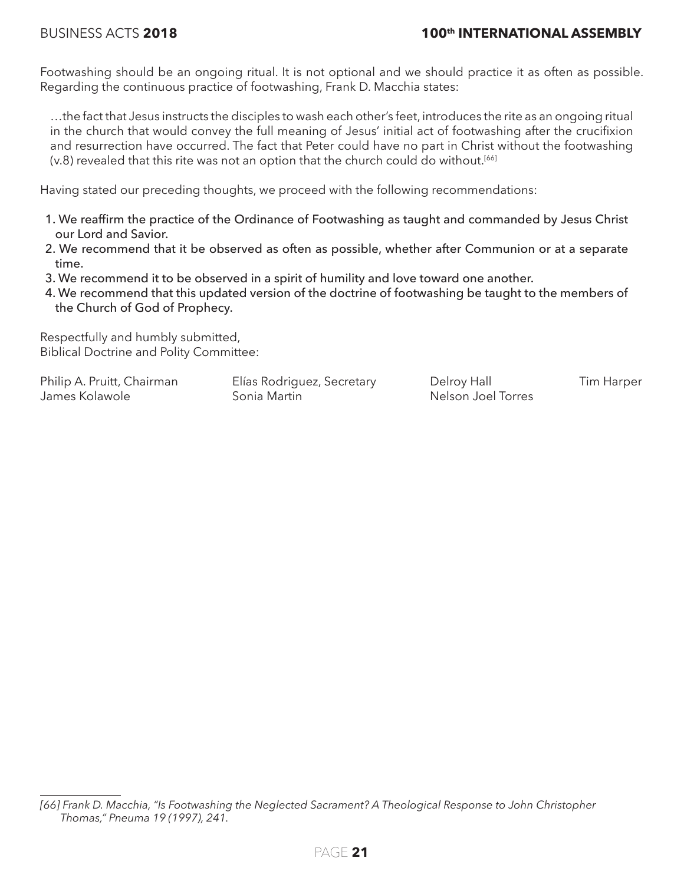Footwashing should be an ongoing ritual. It is not optional and we should practice it as often as possible. Regarding the continuous practice of footwashing, Frank D. Macchia states:

> …the fact that Jesus instructs the disciples to wash each other's feet, introduces the rite as an ongoing ritual in the church that would convey the full meaning of Jesus' initial act of footwashing after the crucifixion and resurrection have occurred. The fact that Peter could have no part in Christ without the footwashing (v.8) revealed that this rite was not an option that the church could do without.[66]

Having stated our preceding thoughts, we proceed with the following recommendations:

1. We reaffirm the practice of the Ordinance of Footwashing as taught and commanded by Jesus Christ our Lord and Savior.
2. We recommend that it be observed as often as possible, whether after Communion or at a separate time.
3. We recommend it to be observed in a spirit of humility and love toward one another.
4. We recommend that this updated version of the doctrine of footwashing be taught to the members of the Church of God of Prophecy.

Respectfully and humbly submitted,
Biblical Doctrine and Polity Committee:

Philip A. Pruitt, Chairman
Elías Rodriguez, Secretary
Delroy Hall
Tim Harper
James Kolawole
Sonia Martin
Nelson Joel Torres

---

*[66] Frank D. Macchia, "Is Footwashing the Neglected Sacrament? A Theological Response to John Christopher Thomas," Pneuma 19 (1997), 241.*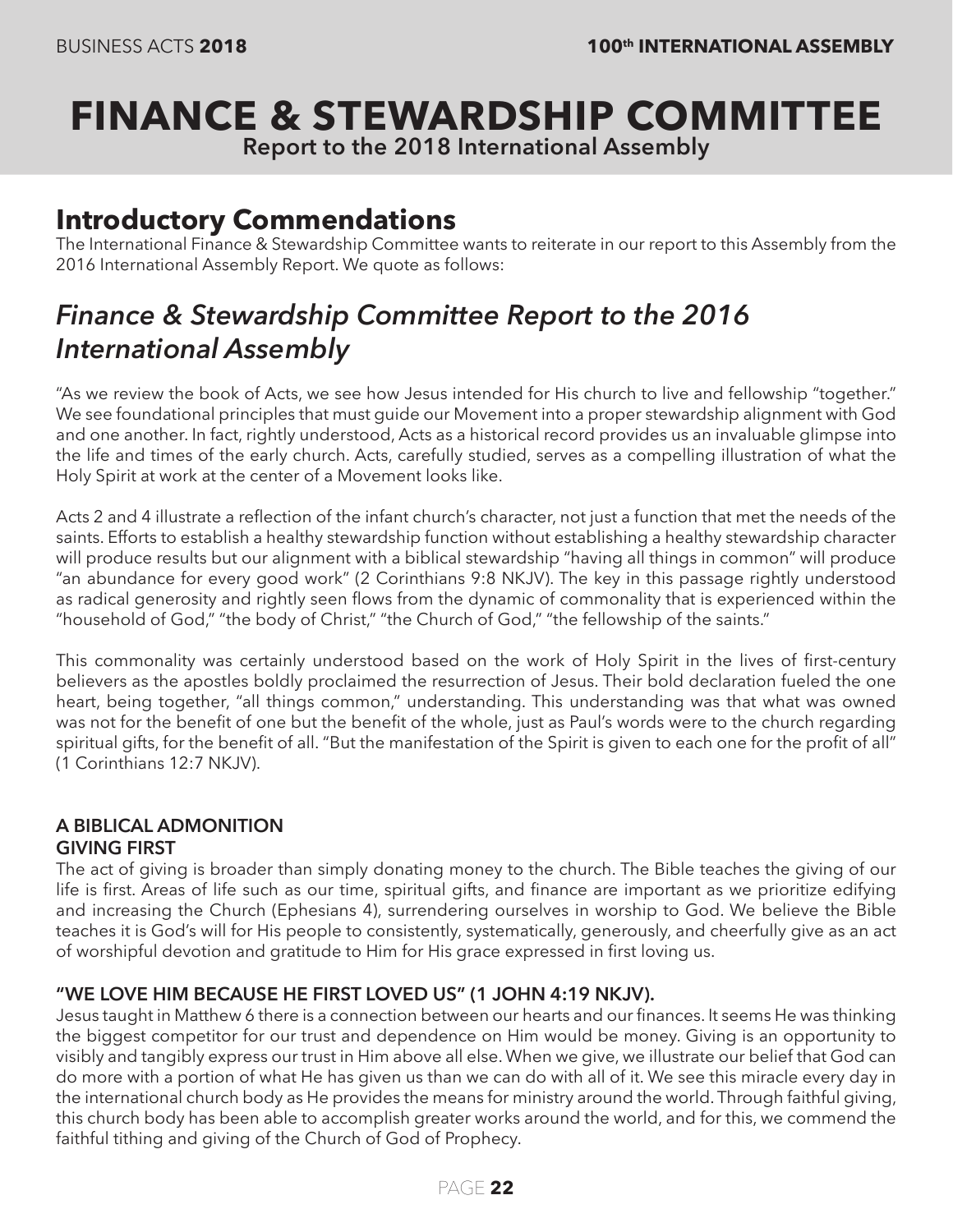# FINANCE & STEWARDSHIP COMMITTEE

Report to the 2018 International Assembly

## Introductory Commendations

The International Finance & Stewardship Committee wants to reiterate in our report to this Assembly from the 2016 International Assembly Report. We quote as follows:

## *Finance & Stewardship Committee Report to the 2016 International Assembly*

"As we review the book of Acts, we see how Jesus intended for His church to live and fellowship "together." We see foundational principles that must guide our Movement into a proper stewardship alignment with God and one another. In fact, rightly understood, Acts as a historical record provides us an invaluable glimpse into the life and times of the early church. Acts, carefully studied, serves as a compelling illustration of what the Holy Spirit at work at the center of a Movement looks like.

Acts 2 and 4 illustrate a reflection of the infant church's character, not just a function that met the needs of the saints. Efforts to establish a healthy stewardship function without establishing a healthy stewardship character will produce results but our alignment with a biblical stewardship "having all things in common" will produce "an abundance for every good work" (2 Corinthians 9:8 NKJV). The key in this passage rightly understood as radical generosity and rightly seen flows from the dynamic of commonality that is experienced within the "household of God," "the body of Christ," "the Church of God," "the fellowship of the saints."

This commonality was certainly understood based on the work of Holy Spirit in the lives of first-century believers as the apostles boldly proclaimed the resurrection of Jesus. Their bold declaration fueled the one heart, being together, "all things common," understanding. This understanding was that what was owned was not for the benefit of one but the benefit of the whole, just as Paul's words were to the church regarding spiritual gifts, for the benefit of all. "But the manifestation of the Spirit is given to each one for the profit of all" (1 Corinthians 12:7 NKJV).

### A BIBLICAL ADMONITION

### GIVING FIRST

The act of giving is broader than simply donating money to the church. The Bible teaches the giving of our life is first. Areas of life such as our time, spiritual gifts, and finance are important as we prioritize edifying and increasing the Church (Ephesians 4), surrendering ourselves in worship to God. We believe the Bible teaches it is God's will for His people to consistently, systematically, generously, and cheerfully give as an act of worshipful devotion and gratitude to Him for His grace expressed in first loving us.

### "WE LOVE HIM BECAUSE HE FIRST LOVED US" (1 JOHN 4:19 NKJV).

Jesus taught in Matthew 6 there is a connection between our hearts and our finances. It seems He was thinking the biggest competitor for our trust and dependence on Him would be money. Giving is an opportunity to visibly and tangibly express our trust in Him above all else. When we give, we illustrate our belief that God can do more with a portion of what He has given us than we can do with all of it. We see this miracle every day in the international church body as He provides the means for ministry around the world. Through faithful giving, this church body has been able to accomplish greater works around the world, and for this, we commend the faithful tithing and giving of the Church of God of Prophecy.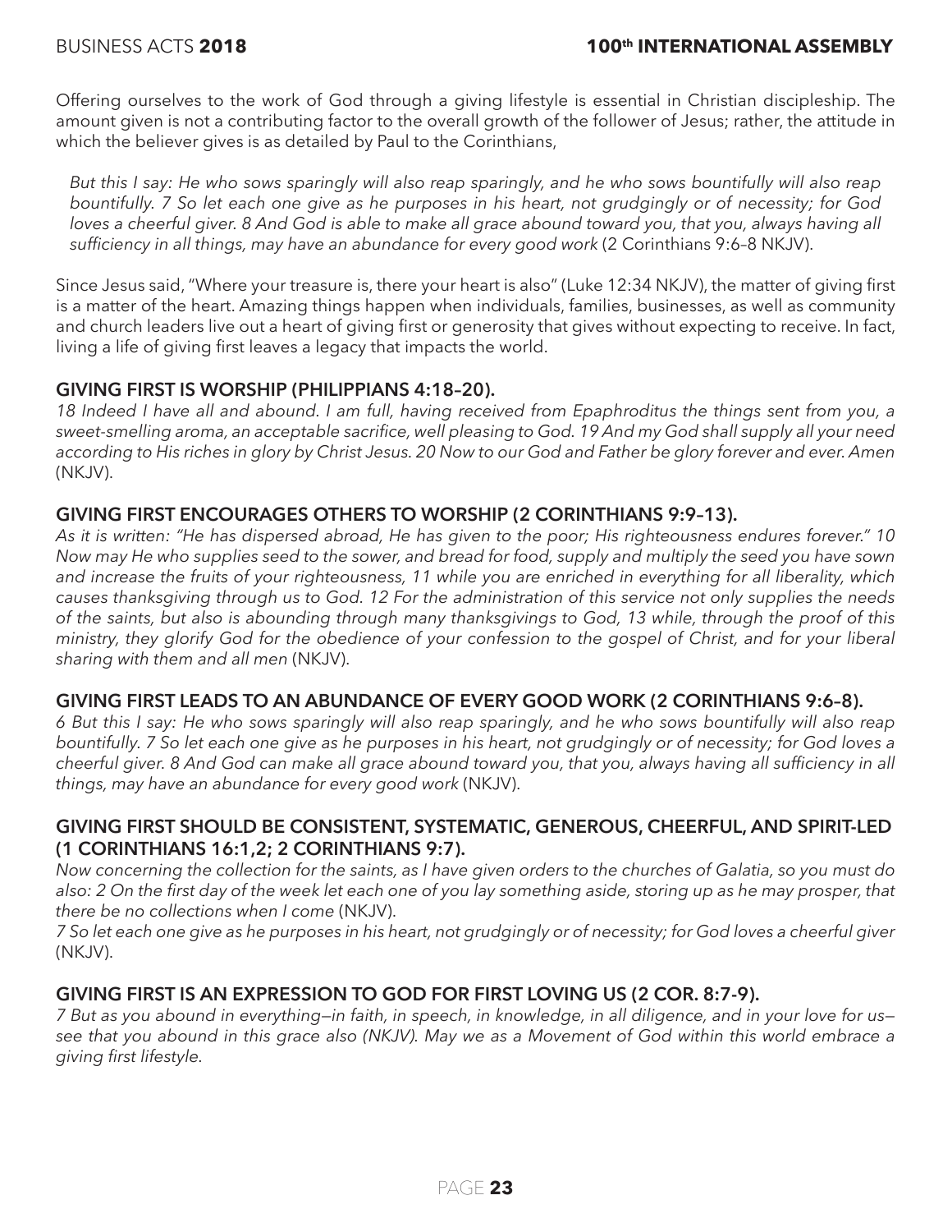Offering ourselves to the work of God through a giving lifestyle is essential in Christian discipleship. The amount given is not a contributing factor to the overall growth of the follower of Jesus; rather, the attitude in which the believer gives is as detailed by Paul to the Corinthians,

> *But this I say: He who sows sparingly will also reap sparingly, and he who sows bountifully will also reap bountifully. 7 So let each one give as he purposes in his heart, not grudgingly or of necessity; for God loves a cheerful giver. 8 And God is able to make all grace abound toward you, that you, always having all sufficiency in all things, may have an abundance for every good work* (2 Corinthians 9:6–8 NKJV).

Since Jesus said, "Where your treasure is, there your heart is also" (Luke 12:34 NKJV), the matter of giving first is a matter of the heart. Amazing things happen when individuals, families, businesses, as well as community and church leaders live out a heart of giving first or generosity that gives without expecting to receive. In fact, living a life of giving first leaves a legacy that impacts the world.

### GIVING FIRST IS WORSHIP (PHILIPPIANS 4:18–20).

*18 Indeed I have all and abound. I am full, having received from Epaphroditus the things sent from you, a sweet-smelling aroma, an acceptable sacrifice, well pleasing to God. 19 And my God shall supply all your need according to His riches in glory by Christ Jesus. 20 Now to our God and Father be glory forever and ever. Amen* (NKJV).

### GIVING FIRST ENCOURAGES OTHERS TO WORSHIP (2 CORINTHIANS 9:9–13).

*As it is written: "He has dispersed abroad, He has given to the poor; His righteousness endures forever." 10 Now may He who supplies seed to the sower, and bread for food, supply and multiply the seed you have sown and increase the fruits of your righteousness, 11 while you are enriched in everything for all liberality, which causes thanksgiving through us to God. 12 For the administration of this service not only supplies the needs of the saints, but also is abounding through many thanksgivings to God, 13 while, through the proof of this ministry, they glorify God for the obedience of your confession to the gospel of Christ, and for your liberal sharing with them and all men* (NKJV).

### GIVING FIRST LEADS TO AN ABUNDANCE OF EVERY GOOD WORK (2 CORINTHIANS 9:6–8).

*6 But this I say: He who sows sparingly will also reap sparingly, and he who sows bountifully will also reap bountifully. 7 So let each one give as he purposes in his heart, not grudgingly or of necessity; for God loves a cheerful giver. 8 And God can make all grace abound toward you, that you, always having all sufficiency in all things, may have an abundance for every good work* (NKJV).

### GIVING FIRST SHOULD BE CONSISTENT, SYSTEMATIC, GENEROUS, CHEERFUL, AND SPIRIT-LED (1 CORINTHIANS 16:1,2; 2 CORINTHIANS 9:7).

*Now concerning the collection for the saints, as I have given orders to the churches of Galatia, so you must do also: 2 On the first day of the week let each one of you lay something aside, storing up as he may prosper, that there be no collections when I come* (NKJV).

*7 So let each one give as he purposes in his heart, not grudgingly or of necessity; for God loves a cheerful giver* (NKJV).

### GIVING FIRST IS AN EXPRESSION TO GOD FOR FIRST LOVING US (2 COR. 8:7-9).

*7 But as you abound in everything—in faith, in speech, in knowledge, in all diligence, and in your love for us—see that you abound in this grace also (NKJV). May we as a Movement of God within this world embrace a giving first lifestyle.*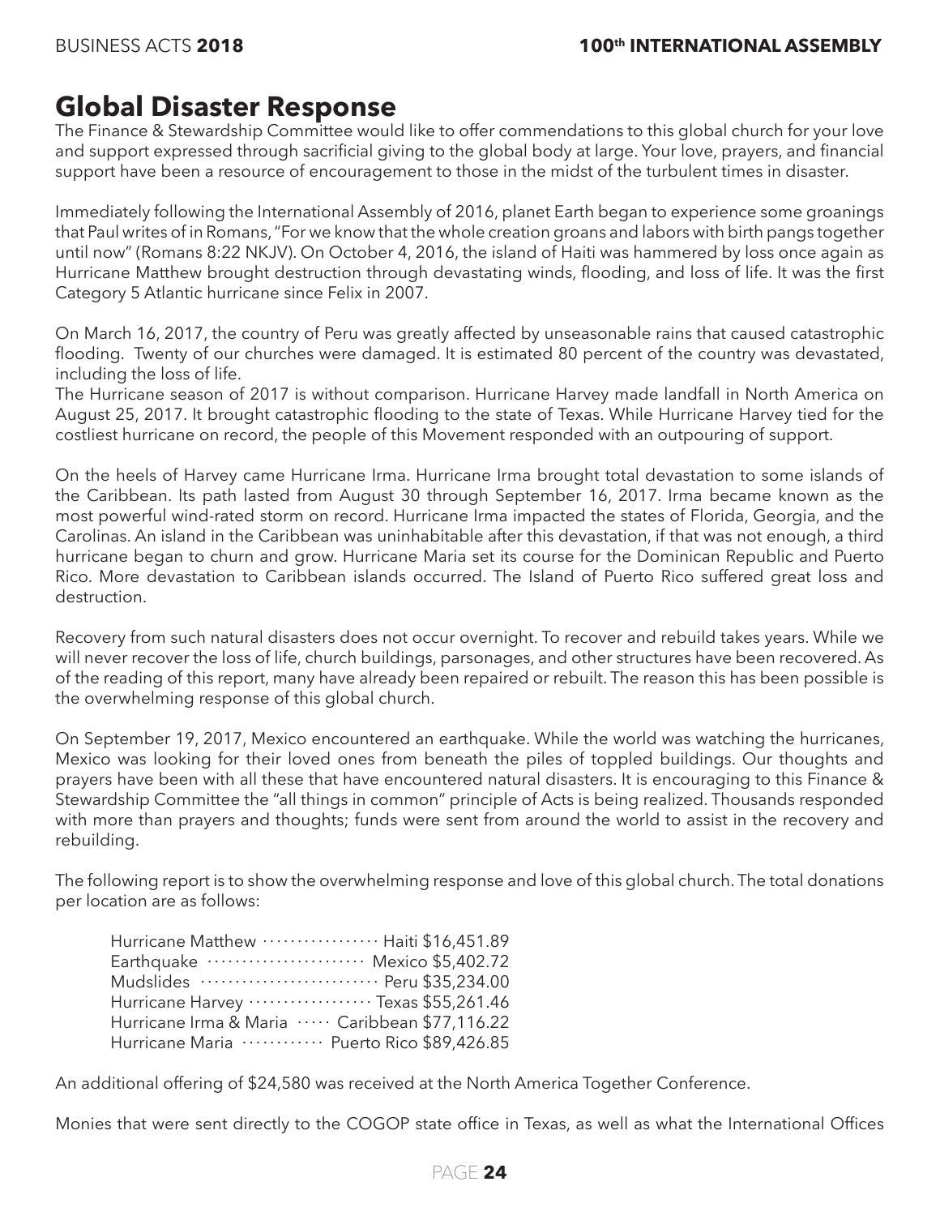## Global Disaster Response

The Finance & Stewardship Committee would like to offer commendations to this global church for your love and support expressed through sacrificial giving to the global body at large. Your love, prayers, and financial support have been a resource of encouragement to those in the midst of the turbulent times in disaster.

Immediately following the International Assembly of 2016, planet Earth began to experience some groanings that Paul writes of in Romans, "For we know that the whole creation groans and labors with birth pangs together until now" (Romans 8:22 NKJV). On October 4, 2016, the island of Haiti was hammered by loss once again as Hurricane Matthew brought destruction through devastating winds, flooding, and loss of life. It was the first Category 5 Atlantic hurricane since Felix in 2007.

On March 16, 2017, the country of Peru was greatly affected by unseasonable rains that caused catastrophic flooding. Twenty of our churches were damaged. It is estimated 80 percent of the country was devastated, including the loss of life.

The Hurricane season of 2017 is without comparison. Hurricane Harvey made landfall in North America on August 25, 2017. It brought catastrophic flooding to the state of Texas. While Hurricane Harvey tied for the costliest hurricane on record, the people of this Movement responded with an outpouring of support.

On the heels of Harvey came Hurricane Irma. Hurricane Irma brought total devastation to some islands of the Caribbean. Its path lasted from August 30 through September 16, 2017. Irma became known as the most powerful wind-rated storm on record. Hurricane Irma impacted the states of Florida, Georgia, and the Carolinas. An island in the Caribbean was uninhabitable after this devastation, if that was not enough, a third hurricane began to churn and grow. Hurricane Maria set its course for the Dominican Republic and Puerto Rico. More devastation to Caribbean islands occurred. The Island of Puerto Rico suffered great loss and destruction.

Recovery from such natural disasters does not occur overnight. To recover and rebuild takes years. While we will never recover the loss of life, church buildings, parsonages, and other structures have been recovered. As of the reading of this report, many have already been repaired or rebuilt. The reason this has been possible is the overwhelming response of this global church.

On September 19, 2017, Mexico encountered an earthquake. While the world was watching the hurricanes, Mexico was looking for their loved ones from beneath the piles of toppled buildings. Our thoughts and prayers have been with all these that have encountered natural disasters. It is encouraging to this Finance & Stewardship Committee the "all things in common" principle of Acts is being realized. Thousands responded with more than prayers and thoughts; funds were sent from around the world to assist in the recovery and rebuilding.

The following report is to show the overwhelming response and love of this global church. The total donations per location are as follows:

| Disaster | Location / Amount |
|---|---|
| Hurricane Matthew | Haiti $16,451.89 |
| Earthquake | Mexico $5,402.72 |
| Mudslides | Peru $35,234.00 |
| Hurricane Harvey | Texas $55,261.46 |
| Hurricane Irma & Maria | Caribbean $77,116.22 |
| Hurricane Maria | Puerto Rico $89,426.85 |

An additional offering of $24,580 was received at the North America Together Conference.

Monies that were sent directly to the COGOP state office in Texas, as well as what the International Offices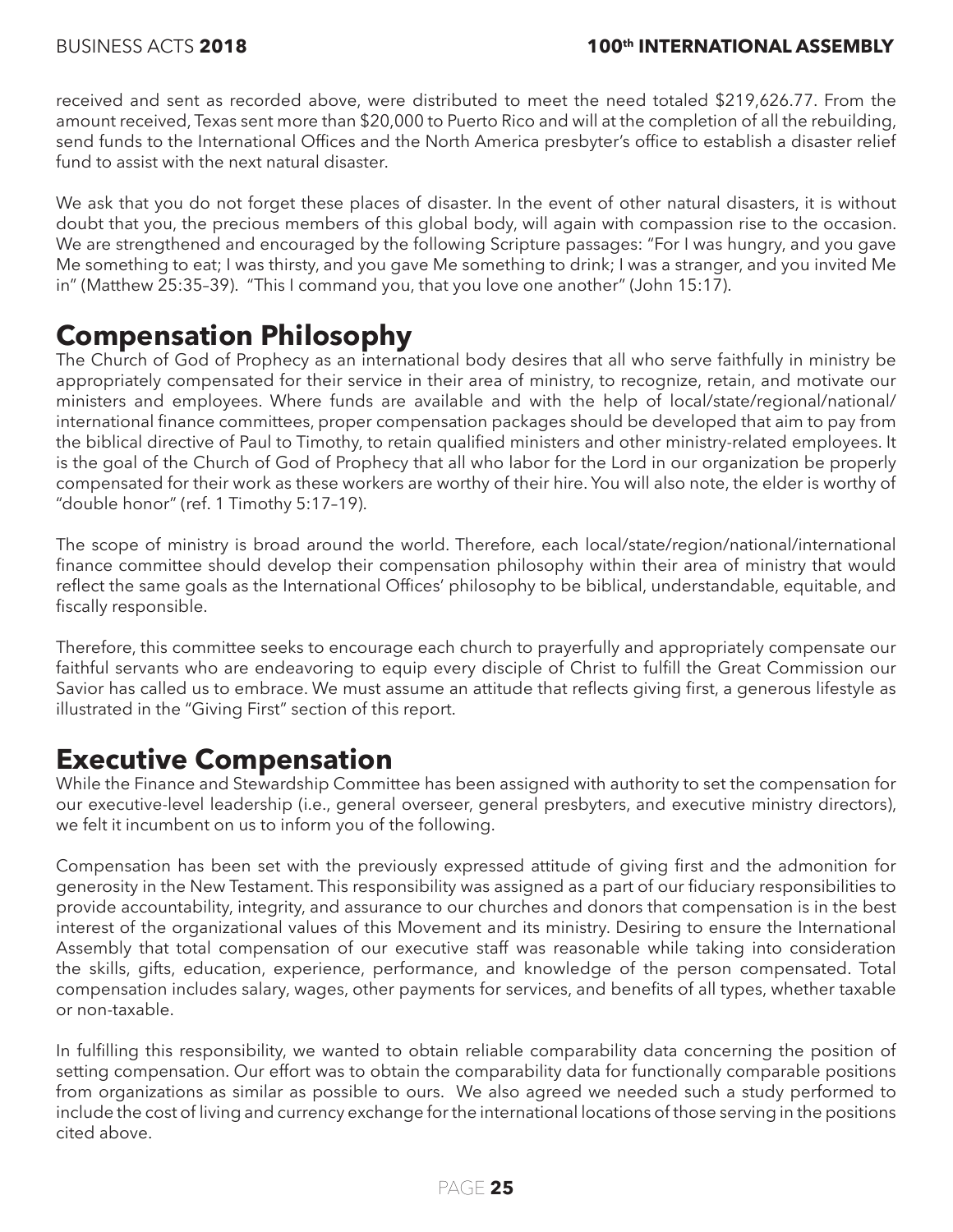received and sent as recorded above, were distributed to meet the need totaled $219,626.77. From the amount received, Texas sent more than $20,000 to Puerto Rico and will at the completion of all the rebuilding, send funds to the International Offices and the North America presbyter's office to establish a disaster relief fund to assist with the next natural disaster.

We ask that you do not forget these places of disaster. In the event of other natural disasters, it is without doubt that you, the precious members of this global body, will again with compassion rise to the occasion. We are strengthened and encouraged by the following Scripture passages: "For I was hungry, and you gave Me something to eat; I was thirsty, and you gave Me something to drink; I was a stranger, and you invited Me in" (Matthew 25:35–39). "This I command you, that you love one another" (John 15:17).

## Compensation Philosophy

The Church of God of Prophecy as an international body desires that all who serve faithfully in ministry be appropriately compensated for their service in their area of ministry, to recognize, retain, and motivate our ministers and employees. Where funds are available and with the help of local/state/regional/national/international finance committees, proper compensation packages should be developed that aim to pay from the biblical directive of Paul to Timothy, to retain qualified ministers and other ministry-related employees. It is the goal of the Church of God of Prophecy that all who labor for the Lord in our organization be properly compensated for their work as these workers are worthy of their hire. You will also note, the elder is worthy of "double honor" (ref. 1 Timothy 5:17–19).

The scope of ministry is broad around the world. Therefore, each local/state/region/national/international finance committee should develop their compensation philosophy within their area of ministry that would reflect the same goals as the International Offices' philosophy to be biblical, understandable, equitable, and fiscally responsible.

Therefore, this committee seeks to encourage each church to prayerfully and appropriately compensate our faithful servants who are endeavoring to equip every disciple of Christ to fulfill the Great Commission our Savior has called us to embrace. We must assume an attitude that reflects giving first, a generous lifestyle as illustrated in the "Giving First" section of this report.

## Executive Compensation

While the Finance and Stewardship Committee has been assigned with authority to set the compensation for our executive-level leadership (i.e., general overseer, general presbyters, and executive ministry directors), we felt it incumbent on us to inform you of the following.

Compensation has been set with the previously expressed attitude of giving first and the admonition for generosity in the New Testament. This responsibility was assigned as a part of our fiduciary responsibilities to provide accountability, integrity, and assurance to our churches and donors that compensation is in the best interest of the organizational values of this Movement and its ministry. Desiring to ensure the International Assembly that total compensation of our executive staff was reasonable while taking into consideration the skills, gifts, education, experience, performance, and knowledge of the person compensated. Total compensation includes salary, wages, other payments for services, and benefits of all types, whether taxable or non-taxable.

In fulfilling this responsibility, we wanted to obtain reliable comparability data concerning the position of setting compensation. Our effort was to obtain the comparability data for functionally comparable positions from organizations as similar as possible to ours. We also agreed we needed such a study performed to include the cost of living and currency exchange for the international locations of those serving in the positions cited above.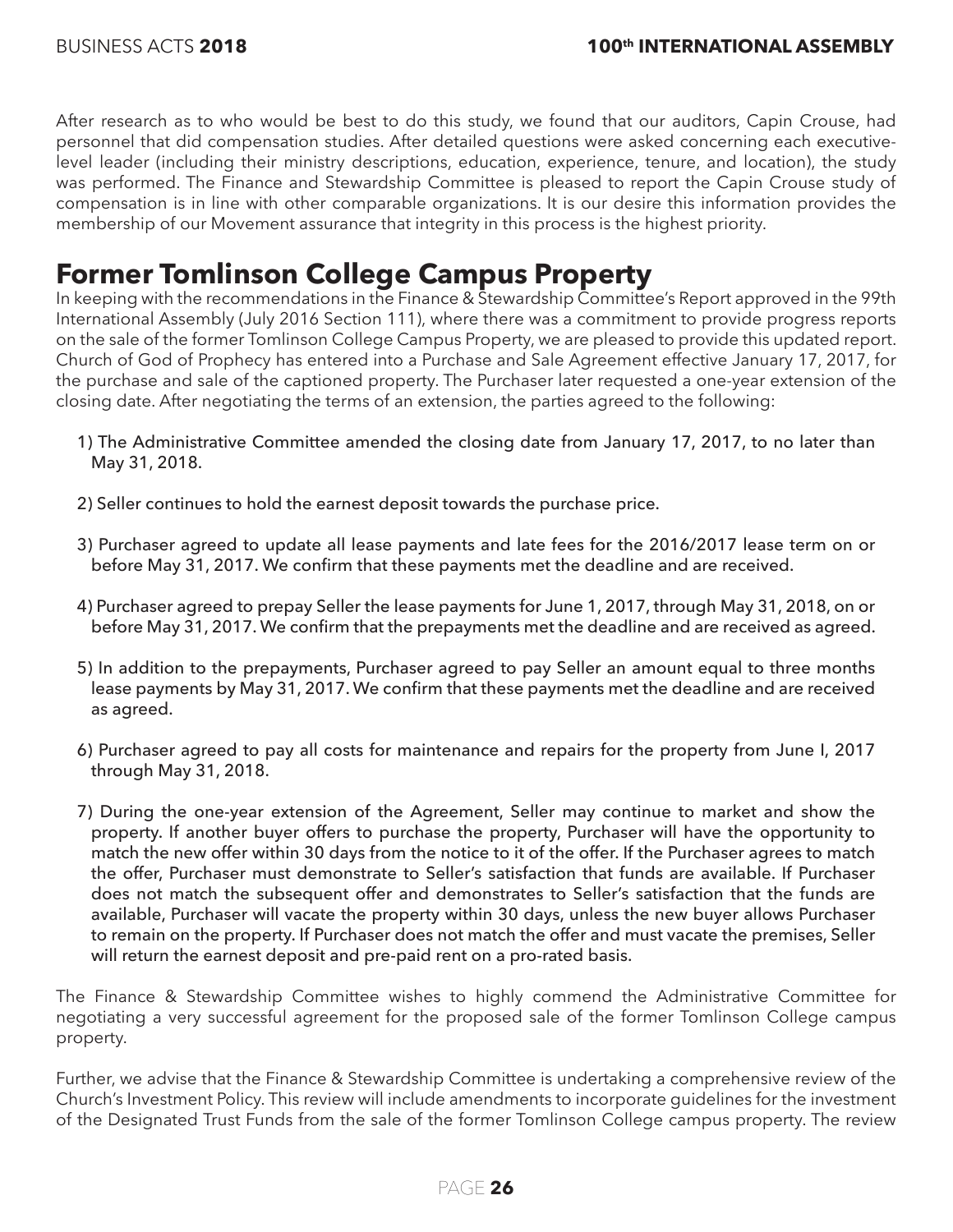After research as to who would be best to do this study, we found that our auditors, Capin Crouse, had personnel that did compensation studies. After detailed questions were asked concerning each executive-level leader (including their ministry descriptions, education, experience, tenure, and location), the study was performed. The Finance and Stewardship Committee is pleased to report the Capin Crouse study of compensation is in line with other comparable organizations. It is our desire this information provides the membership of our Movement assurance that integrity in this process is the highest priority.

## Former Tomlinson College Campus Property

In keeping with the recommendations in the Finance & Stewardship Committee's Report approved in the 99th International Assembly (July 2016 Section 111), where there was a commitment to provide progress reports on the sale of the former Tomlinson College Campus Property, we are pleased to provide this updated report. Church of God of Prophecy has entered into a Purchase and Sale Agreement effective January 17, 2017, for the purchase and sale of the captioned property. The Purchaser later requested a one-year extension of the closing date. After negotiating the terms of an extension, the parties agreed to the following:

1) The Administrative Committee amended the closing date from January 17, 2017, to no later than May 31, 2018.

2) Seller continues to hold the earnest deposit towards the purchase price.

3) Purchaser agreed to update all lease payments and late fees for the 2016/2017 lease term on or before May 31, 2017. We confirm that these payments met the deadline and are received.

4) Purchaser agreed to prepay Seller the lease payments for June 1, 2017, through May 31, 2018, on or before May 31, 2017. We confirm that the prepayments met the deadline and are received as agreed.

5) In addition to the prepayments, Purchaser agreed to pay Seller an amount equal to three months lease payments by May 31, 2017. We confirm that these payments met the deadline and are received as agreed.

6) Purchaser agreed to pay all costs for maintenance and repairs for the property from June I, 2017 through May 31, 2018.

7) During the one-year extension of the Agreement, Seller may continue to market and show the property. If another buyer offers to purchase the property, Purchaser will have the opportunity to match the new offer within 30 days from the notice to it of the offer. If the Purchaser agrees to match the offer, Purchaser must demonstrate to Seller's satisfaction that funds are available. If Purchaser does not match the subsequent offer and demonstrates to Seller's satisfaction that the funds are available, Purchaser will vacate the property within 30 days, unless the new buyer allows Purchaser to remain on the property. If Purchaser does not match the offer and must vacate the premises, Seller will return the earnest deposit and pre-paid rent on a pro-rated basis.

The Finance & Stewardship Committee wishes to highly commend the Administrative Committee for negotiating a very successful agreement for the proposed sale of the former Tomlinson College campus property.

Further, we advise that the Finance & Stewardship Committee is undertaking a comprehensive review of the Church's Investment Policy. This review will include amendments to incorporate guidelines for the investment of the Designated Trust Funds from the sale of the former Tomlinson College campus property. The review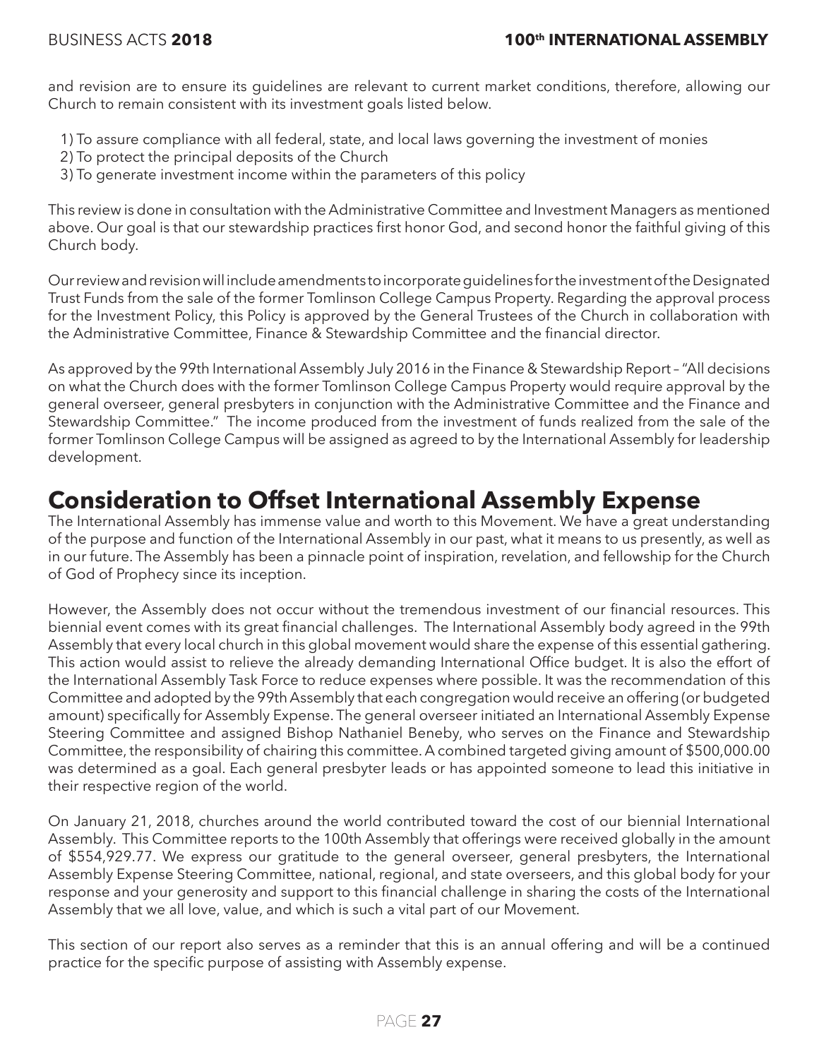and revision are to ensure its guidelines are relevant to current market conditions, therefore, allowing our Church to remain consistent with its investment goals listed below.

1) To assure compliance with all federal, state, and local laws governing the investment of monies
2) To protect the principal deposits of the Church
3) To generate investment income within the parameters of this policy

This review is done in consultation with the Administrative Committee and Investment Managers as mentioned above. Our goal is that our stewardship practices first honor God, and second honor the faithful giving of this Church body.

Our review and revision will include amendments to incorporate guidelines for the investment of the Designated Trust Funds from the sale of the former Tomlinson College Campus Property. Regarding the approval process for the Investment Policy, this Policy is approved by the General Trustees of the Church in collaboration with the Administrative Committee, Finance & Stewardship Committee and the financial director.

As approved by the 99th International Assembly July 2016 in the Finance & Stewardship Report – "All decisions on what the Church does with the former Tomlinson College Campus Property would require approval by the general overseer, general presbyters in conjunction with the Administrative Committee and the Finance and Stewardship Committee." The income produced from the investment of funds realized from the sale of the former Tomlinson College Campus will be assigned as agreed to by the International Assembly for leadership development.

# Consideration to Offset International Assembly Expense

The International Assembly has immense value and worth to this Movement. We have a great understanding of the purpose and function of the International Assembly in our past, what it means to us presently, as well as in our future. The Assembly has been a pinnacle point of inspiration, revelation, and fellowship for the Church of God of Prophecy since its inception.

However, the Assembly does not occur without the tremendous investment of our financial resources. This biennial event comes with its great financial challenges. The International Assembly body agreed in the 99th Assembly that every local church in this global movement would share the expense of this essential gathering. This action would assist to relieve the already demanding International Office budget. It is also the effort of the International Assembly Task Force to reduce expenses where possible. It was the recommendation of this Committee and adopted by the 99th Assembly that each congregation would receive an offering (or budgeted amount) specifically for Assembly Expense. The general overseer initiated an International Assembly Expense Steering Committee and assigned Bishop Nathaniel Beneby, who serves on the Finance and Stewardship Committee, the responsibility of chairing this committee. A combined targeted giving amount of $500,000.00 was determined as a goal. Each general presbyter leads or has appointed someone to lead this initiative in their respective region of the world.

On January 21, 2018, churches around the world contributed toward the cost of our biennial International Assembly. This Committee reports to the 100th Assembly that offerings were received globally in the amount of $554,929.77. We express our gratitude to the general overseer, general presbyters, the International Assembly Expense Steering Committee, national, regional, and state overseers, and this global body for your response and your generosity and support to this financial challenge in sharing the costs of the International Assembly that we all love, value, and which is such a vital part of our Movement.

This section of our report also serves as a reminder that this is an annual offering and will be a continued practice for the specific purpose of assisting with Assembly expense.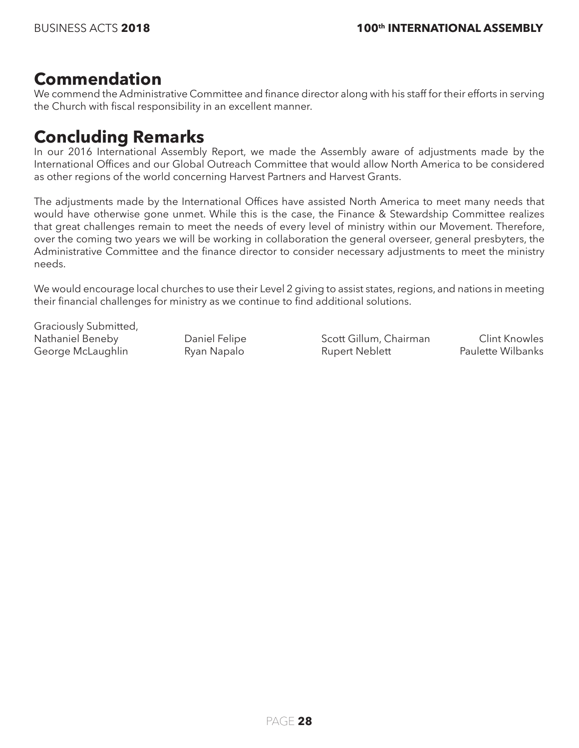## Commendation

We commend the Administrative Committee and finance director along with his staff for their efforts in serving the Church with fiscal responsibility in an excellent manner.

## Concluding Remarks

In our 2016 International Assembly Report, we made the Assembly aware of adjustments made by the International Offices and our Global Outreach Committee that would allow North America to be considered as other regions of the world concerning Harvest Partners and Harvest Grants.

The adjustments made by the International Offices have assisted North America to meet many needs that would have otherwise gone unmet. While this is the case, the Finance & Stewardship Committee realizes that great challenges remain to meet the needs of every level of ministry within our Movement. Therefore, over the coming two years we will be working in collaboration the general overseer, general presbyters, the Administrative Committee and the finance director to consider necessary adjustments to meet the ministry needs.

We would encourage local churches to use their Level 2 giving to assist states, regions, and nations in meeting their financial challenges for ministry as we continue to find additional solutions.

Graciously Submitted,

Nathaniel Beneby, Daniel Felipe, Scott Gillum, Chairman, Clint Knowles
George McLaughlin, Ryan Napalo, Rupert Neblett, Paulette Wilbanks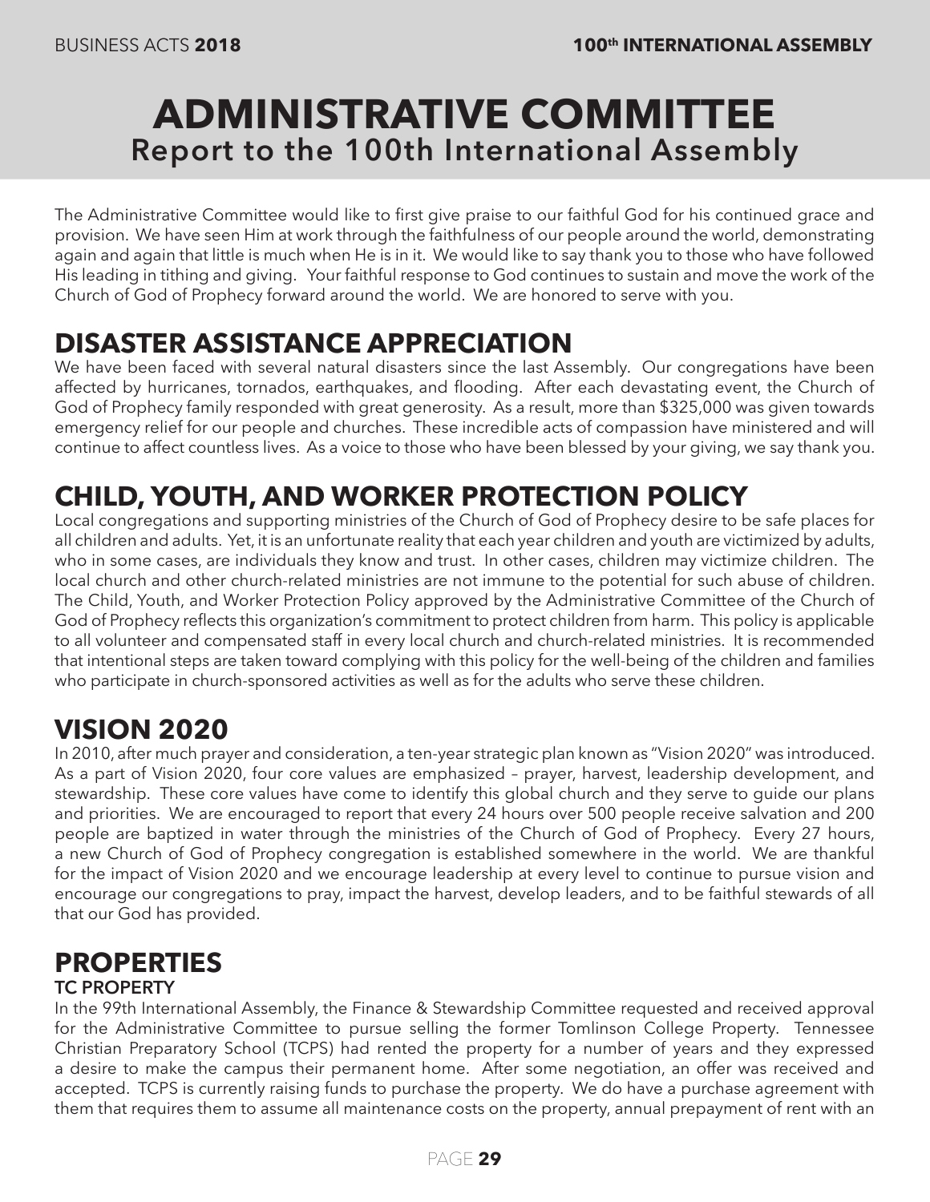# ADMINISTRATIVE COMMITTEE
## Report to the 100th International Assembly

The Administrative Committee would like to first give praise to our faithful God for his continued grace and provision. We have seen Him at work through the faithfulness of our people around the world, demonstrating again and again that little is much when He is in it. We would like to say thank you to those who have followed His leading in tithing and giving. Your faithful response to God continues to sustain and move the work of the Church of God of Prophecy forward around the world. We are honored to serve with you.

## DISASTER ASSISTANCE APPRECIATION

We have been faced with several natural disasters since the last Assembly. Our congregations have been affected by hurricanes, tornados, earthquakes, and flooding. After each devastating event, the Church of God of Prophecy family responded with great generosity. As a result, more than $325,000 was given towards emergency relief for our people and churches. These incredible acts of compassion have ministered and will continue to affect countless lives. As a voice to those who have been blessed by your giving, we say thank you.

## CHILD, YOUTH, AND WORKER PROTECTION POLICY

Local congregations and supporting ministries of the Church of God of Prophecy desire to be safe places for all children and adults. Yet, it is an unfortunate reality that each year children and youth are victimized by adults, who in some cases, are individuals they know and trust. In other cases, children may victimize children. The local church and other church-related ministries are not immune to the potential for such abuse of children. The Child, Youth, and Worker Protection Policy approved by the Administrative Committee of the Church of God of Prophecy reflects this organization's commitment to protect children from harm. This policy is applicable to all volunteer and compensated staff in every local church and church-related ministries. It is recommended that intentional steps are taken toward complying with this policy for the well-being of the children and families who participate in church-sponsored activities as well as for the adults who serve these children.

## VISION 2020

In 2010, after much prayer and consideration, a ten-year strategic plan known as "Vision 2020" was introduced. As a part of Vision 2020, four core values are emphasized – prayer, harvest, leadership development, and stewardship. These core values have come to identify this global church and they serve to guide our plans and priorities. We are encouraged to report that every 24 hours over 500 people receive salvation and 200 people are baptized in water through the ministries of the Church of God of Prophecy. Every 27 hours, a new Church of God of Prophecy congregation is established somewhere in the world. We are thankful for the impact of Vision 2020 and we encourage leadership at every level to continue to pursue vision and encourage our congregations to pray, impact the harvest, develop leaders, and to be faithful stewards of all that our God has provided.

## PROPERTIES

### TC PROPERTY

In the 99th International Assembly, the Finance & Stewardship Committee requested and received approval for the Administrative Committee to pursue selling the former Tomlinson College Property. Tennessee Christian Preparatory School (TCPS) had rented the property for a number of years and they expressed a desire to make the campus their permanent home. After some negotiation, an offer was received and accepted. TCPS is currently raising funds to purchase the property. We do have a purchase agreement with them that requires them to assume all maintenance costs on the property, annual prepayment of rent with an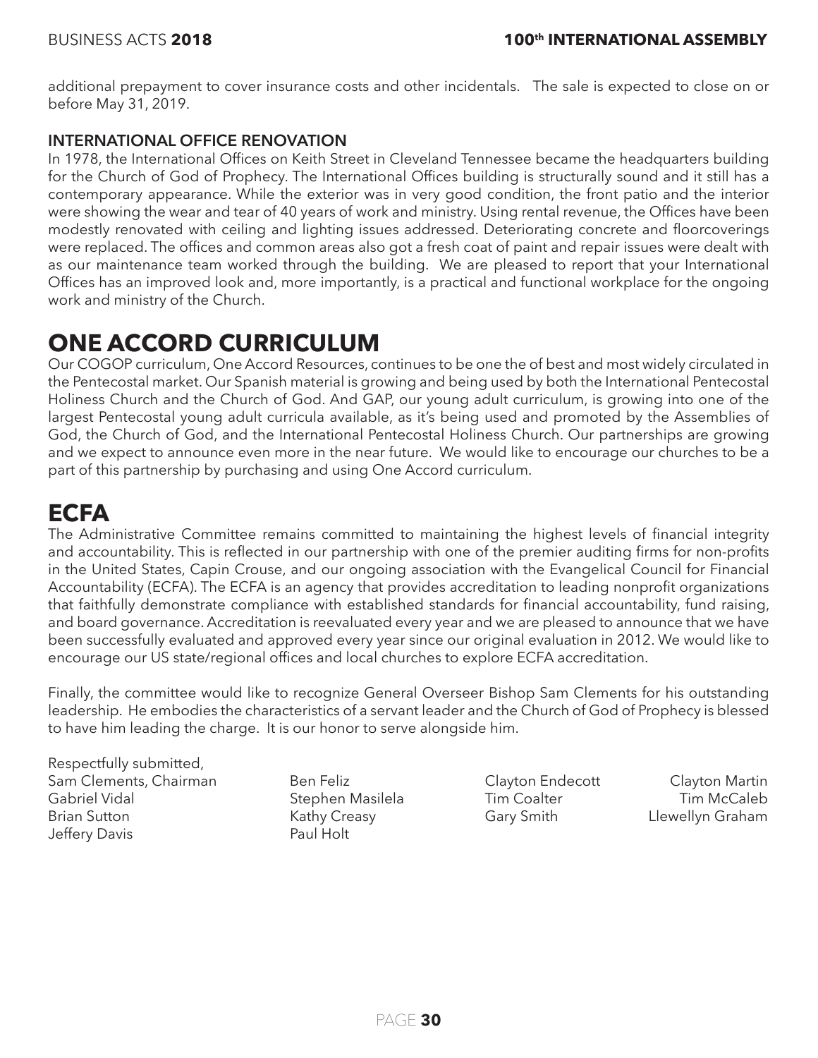additional prepayment to cover insurance costs and other incidentals. The sale is expected to close on or before May 31, 2019.

### INTERNATIONAL OFFICE RENOVATION

In 1978, the International Offices on Keith Street in Cleveland Tennessee became the headquarters building for the Church of God of Prophecy. The International Offices building is structurally sound and it still has a contemporary appearance. While the exterior was in very good condition, the front patio and the interior were showing the wear and tear of 40 years of work and ministry. Using rental revenue, the Offices have been modestly renovated with ceiling and lighting issues addressed. Deteriorating concrete and floorcoverings were replaced. The offices and common areas also got a fresh coat of paint and repair issues were dealt with as our maintenance team worked through the building. We are pleased to report that your International Offices has an improved look and, more importantly, is a practical and functional workplace for the ongoing work and ministry of the Church.

## ONE ACCORD CURRICULUM

Our COGOP curriculum, One Accord Resources, continues to be one the of best and most widely circulated in the Pentecostal market. Our Spanish material is growing and being used by both the International Pentecostal Holiness Church and the Church of God. And GAP, our young adult curriculum, is growing into one of the largest Pentecostal young adult curricula available, as it's being used and promoted by the Assemblies of God, the Church of God, and the International Pentecostal Holiness Church. Our partnerships are growing and we expect to announce even more in the near future. We would like to encourage our churches to be a part of this partnership by purchasing and using One Accord curriculum.

## ECFA

The Administrative Committee remains committed to maintaining the highest levels of financial integrity and accountability. This is reflected in our partnership with one of the premier auditing firms for non-profits in the United States, Capin Crouse, and our ongoing association with the Evangelical Council for Financial Accountability (ECFA). The ECFA is an agency that provides accreditation to leading nonprofit organizations that faithfully demonstrate compliance with established standards for financial accountability, fund raising, and board governance. Accreditation is reevaluated every year and we are pleased to announce that we have been successfully evaluated and approved every year since our original evaluation in 2012. We would like to encourage our US state/regional offices and local churches to explore ECFA accreditation.

Finally, the committee would like to recognize General Overseer Bishop Sam Clements for his outstanding leadership. He embodies the characteristics of a servant leader and the Church of God of Prophecy is blessed to have him leading the charge. It is our honor to serve alongside him.

Respectfully submitted,

Sam Clements, Chairman
Gabriel Vidal
Brian Sutton
Jeffery Davis
Ben Feliz
Stephen Masilela
Kathy Creasy
Paul Holt
Clayton Endecott
Tim Coalter
Gary Smith
Clayton Martin
Tim McCaleb
Llewellyn Graham